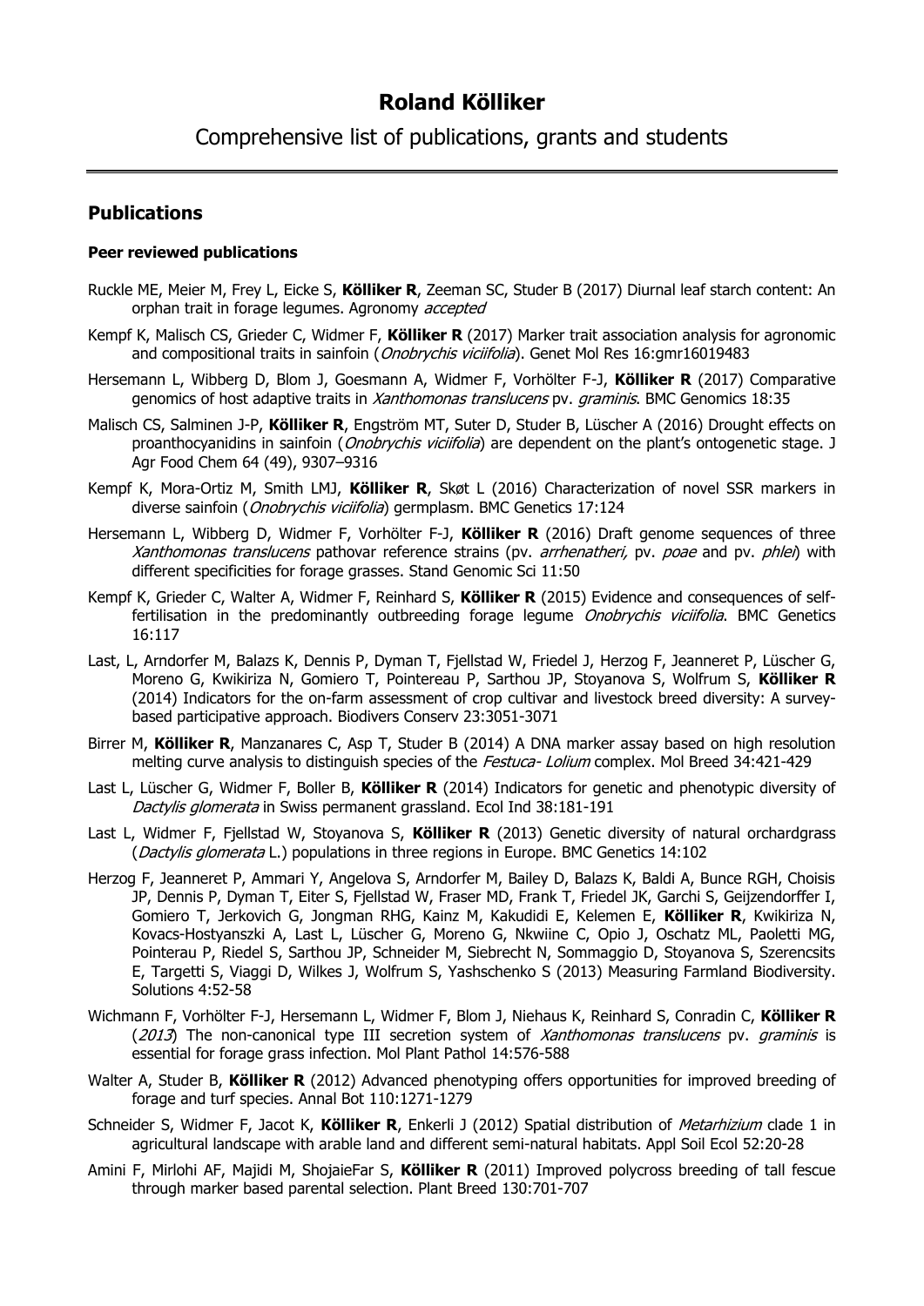# Roland Kölliker

## Comprehensive list of publications, grants and students

## Publications

### Peer reviewed publications

Ruckle ME, Meier M, Frey L, Eicke S, **Kölliker R**, Zeeman SC, Studer B (2017) Diurnal leaf starch content: An orphan trait in forage legumes. Agronomy *accepted*

Kempf K, Malisch CS, Grieder C, Widmer F, **Kölliker R** (2017) Marker trait association analysis for agronomic and compositional traits in sainfoin (*Onobrychis viciifolia*). Genet Mol Res 16:gmr16019483

Hersemann L, Wibberg D, Blom J, Goesmann A, Widmer F, Vorhölter F-J, **Kölliker R** (2017) Comparative genomics of host adaptive traits in *Xanthomonas translucens* pv. *graminis*. BMC Genomics 18:35

Malisch CS, Salminen J-P, **Kölliker R**, Engström MT, Suter D, Studer B, Lüscher A (2016) Drought effects on proanthocyanidins in sainfoin (*Onobrychis viciifolia*) are dependent on the plant's ontogenetic stage. J Agr Food Chem 64 (49), 9307–9316

Kempf K, Mora-Ortiz M, Smith LMJ, **Kölliker R**, Skøt L (2016) Characterization of novel SSR markers in diverse sainfoin (*Onobrychis viciifolia*) germplasm. BMC Genetics 17:124

Hersemann L, Wibberg D, Widmer F, Vorhölter F-J, **Kölliker R** (2016) Draft genome sequences of three *Xanthomonas translucens* pathovar reference strains (pv. *arrhenatheri,* pv. *poae* and pv. *phlei*) with different specificities for forage grasses. Stand Genomic Sci 11:50

Kempf K, Grieder C, Walter A, Widmer F, Reinhard S, **Kölliker R** (2015) Evidence and consequences of self-fertilisation in the predominantly outbreeding forage legume *Onobrychis viciifolia*. BMC Genetics 16:117

Last, L, Arndorfer M, Balazs K, Dennis P, Dyman T, Fjellstad W, Friedel J, Herzog F, Jeanneret P, Lüscher G, Moreno G, Kwikiriza N, Gomiero T, Pointereau P, Sarthou JP, Stoyanova S, Wolfrum S, **Kölliker R** (2014) Indicators for the on-farm assessment of crop cultivar and livestock breed diversity: A survey-based participative approach. Biodivers Conserv 23:3051-3071

Birrer M, **Kölliker R**, Manzanares C, Asp T, Studer B (2014) A DNA marker assay based on high resolution melting curve analysis to distinguish species of the *Festuca- Lolium* complex. Mol Breed 34:421-429

Last L, Lüscher G, Widmer F, Boller B, **Kölliker R** (2014) Indicators for genetic and phenotypic diversity of *Dactylis glomerata* in Swiss permanent grassland. Ecol Ind 38:181-191

Last L, Widmer F, Fjellstad W, Stoyanova S, **Kölliker R** (2013) Genetic diversity of natural orchardgrass (*Dactylis glomerata* L.) populations in three regions in Europe. BMC Genetics 14:102

Herzog F, Jeanneret P, Ammari Y, Angelova S, Arndorfer M, Bailey D, Balazs K, Baldi A, Bunce RGH, Choisis JP, Dennis P, Dyman T, Eiter S, Fjellstad W, Fraser MD, Frank T, Friedel JK, Garchi S, Geijzendorffer I, Gomiero T, Jerkovich G, Jongman RHG, Kainz M, Kakudidi E, Kelemen E, **Kölliker R**, Kwikiriza N, Kovacs-Hostyanszki A, Last L, Lüscher G, Moreno G, Nkwiine C, Opio J, Oschatz ML, Paoletti MG, Pointerau P, Riedel S, Sarthou JP, Schneider M, Siebrecht N, Sommaggio D, Stoyanova S, Szerencsits E, Targetti S, Viaggi D, Wilkes J, Wolfrum S, Yashschenko S (2013) Measuring Farmland Biodiversity. Solutions 4:52-58

Wichmann F, Vorhölter F-J, Hersemann L, Widmer F, Blom J, Niehaus K, Reinhard S, Conradin C, **Kölliker R** (*2013*) The non-canonical type III secretion system of *Xanthomonas translucens* pv. *graminis* is essential for forage grass infection. Mol Plant Pathol 14:576-588

Walter A, Studer B, **Kölliker R** (2012) Advanced phenotyping offers opportunities for improved breeding of forage and turf species. Annal Bot 110:1271-1279

Schneider S, Widmer F, Jacot K, **Kölliker R**, Enkerli J (2012) Spatial distribution of *Metarhizium* clade 1 in agricultural landscape with arable land and different semi-natural habitats. Appl Soil Ecol 52:20-28

Amini F, Mirlohi AF, Majidi M, ShojaieFar S, **Kölliker R** (2011) Improved polycross breeding of tall fescue through marker based parental selection. Plant Breed 130:701-707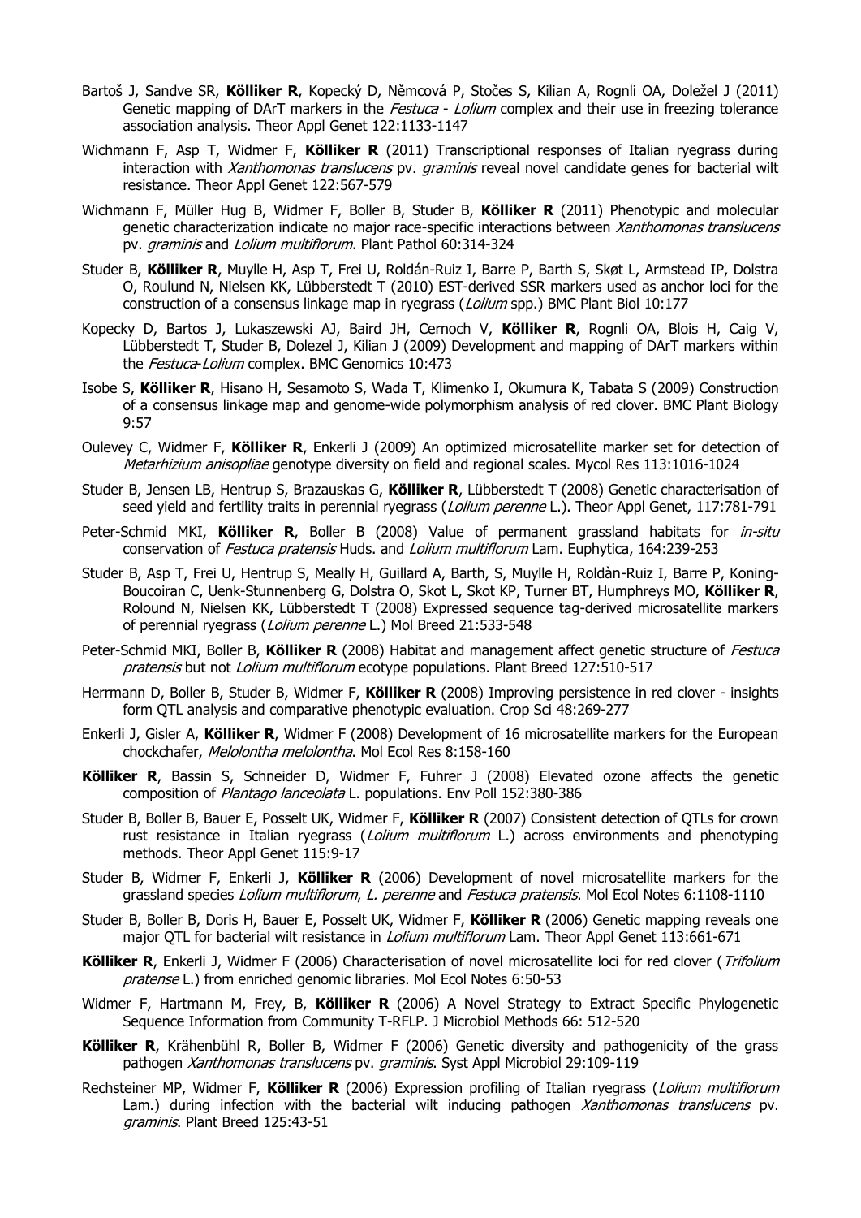Bartoš J, Sandve SR, **Kölliker R**, Kopecký D, Němcová P, Stočes S, Kilian A, Rognli OA, Doležel J (2011) Genetic mapping of DArT markers in the *Festuca - Lolium* complex and their use in freezing tolerance association analysis. Theor Appl Genet 122:1133-1147

Wichmann F, Asp T, Widmer F, **Kölliker R** (2011) Transcriptional responses of Italian ryegrass during interaction with *Xanthomonas translucens* pv. *graminis* reveal novel candidate genes for bacterial wilt resistance. Theor Appl Genet 122:567-579

Wichmann F, Müller Hug B, Widmer F, Boller B, Studer B, **Kölliker R** (2011) Phenotypic and molecular genetic characterization indicate no major race-specific interactions between *Xanthomonas translucens* pv. *graminis* and *Lolium multiflorum*. Plant Pathol 60:314-324

Studer B, **Kölliker R**, Muylle H, Asp T, Frei U, Roldán-Ruiz I, Barre P, Barth S, Skøt L, Armstead IP, Dolstra O, Roulund N, Nielsen KK, Lübberstedt T (2010) EST-derived SSR markers used as anchor loci for the construction of a consensus linkage map in ryegrass (*Lolium* spp.) BMC Plant Biol 10:177

Kopecky D, Bartos J, Lukaszewski AJ, Baird JH, Cernoch V, **Kölliker R**, Rognli OA, Blois H, Caig V, Lübberstedt T, Studer B, Dolezel J, Kilian J (2009) Development and mapping of DArT markers within the *Festuca-Lolium* complex. BMC Genomics 10:473

Isobe S, **Kölliker R**, Hisano H, Sesamoto S, Wada T, Klimenko I, Okumura K, Tabata S (2009) Construction of a consensus linkage map and genome-wide polymorphism analysis of red clover. BMC Plant Biology 9:57

Oulevey C, Widmer F, **Kölliker R**, Enkerli J (2009) An optimized microsatellite marker set for detection of *Metarhizium anisopliae* genotype diversity on field and regional scales. Mycol Res 113:1016-1024

Studer B, Jensen LB, Hentrup S, Brazauskas G, **Kölliker R**, Lübberstedt T (2008) Genetic characterisation of seed yield and fertility traits in perennial ryegrass (*Lolium perenne* L.). Theor Appl Genet, 117:781-791

Peter-Schmid MKI, **Kölliker R**, Boller B (2008) Value of permanent grassland habitats for *in-situ* conservation of *Festuca pratensis* Huds. and *Lolium multiflorum* Lam. Euphytica, 164:239-253

Studer B, Asp T, Frei U, Hentrup S, Meally H, Guillard A, Barth, S, Muylle H, Roldàn-Ruiz I, Barre P, Koning-Boucoiran C, Uenk-Stunnenberg G, Dolstra O, Skot L, Skot KP, Turner BT, Humphreys MO, **Kölliker R**, Rolound N, Nielsen KK, Lübberstedt T (2008) Expressed sequence tag-derived microsatellite markers of perennial ryegrass (*Lolium perenne* L.) Mol Breed 21:533-548

Peter-Schmid MKI, Boller B, **Kölliker R** (2008) Habitat and management affect genetic structure of *Festuca pratensis* but not *Lolium multiflorum* ecotype populations. Plant Breed 127:510-517

Herrmann D, Boller B, Studer B, Widmer F, **Kölliker R** (2008) Improving persistence in red clover - insights form QTL analysis and comparative phenotypic evaluation. Crop Sci 48:269-277

Enkerli J, Gisler A, **Kölliker R**, Widmer F (2008) Development of 16 microsatellite markers for the European chockchafer, *Melolontha melolontha*. Mol Ecol Res 8:158-160

**Kölliker R**, Bassin S, Schneider D, Widmer F, Fuhrer J (2008) Elevated ozone affects the genetic composition of *Plantago lanceolata* L. populations. Env Poll 152:380-386

Studer B, Boller B, Bauer E, Posselt UK, Widmer F, **Kölliker R** (2007) Consistent detection of QTLs for crown rust resistance in Italian ryegrass (*Lolium multiflorum* L.) across environments and phenotyping methods. Theor Appl Genet 115:9-17

Studer B, Widmer F, Enkerli J, **Kölliker R** (2006) Development of novel microsatellite markers for the grassland species *Lolium multiflorum*, *L. perenne* and *Festuca pratensis*. Mol Ecol Notes 6:1108-1110

Studer B, Boller B, Doris H, Bauer E, Posselt UK, Widmer F, **Kölliker R** (2006) Genetic mapping reveals one major QTL for bacterial wilt resistance in *Lolium multiflorum* Lam. Theor Appl Genet 113:661-671

**Kölliker R**, Enkerli J, Widmer F (2006) Characterisation of novel microsatellite loci for red clover (*Trifolium pratense* L.) from enriched genomic libraries. Mol Ecol Notes 6:50-53

Widmer F, Hartmann M, Frey, B, **Kölliker R** (2006) A Novel Strategy to Extract Specific Phylogenetic Sequence Information from Community T-RFLP. J Microbiol Methods 66: 512-520

**Kölliker R**, Krähenbühl R, Boller B, Widmer F (2006) Genetic diversity and pathogenicity of the grass pathogen *Xanthomonas translucens* pv. *graminis*. Syst Appl Microbiol 29:109-119

Rechsteiner MP, Widmer F, **Kölliker R** (2006) Expression profiling of Italian ryegrass (*Lolium multiflorum* Lam.) during infection with the bacterial wilt inducing pathogen *Xanthomonas translucens* pv. *graminis*. Plant Breed 125:43-51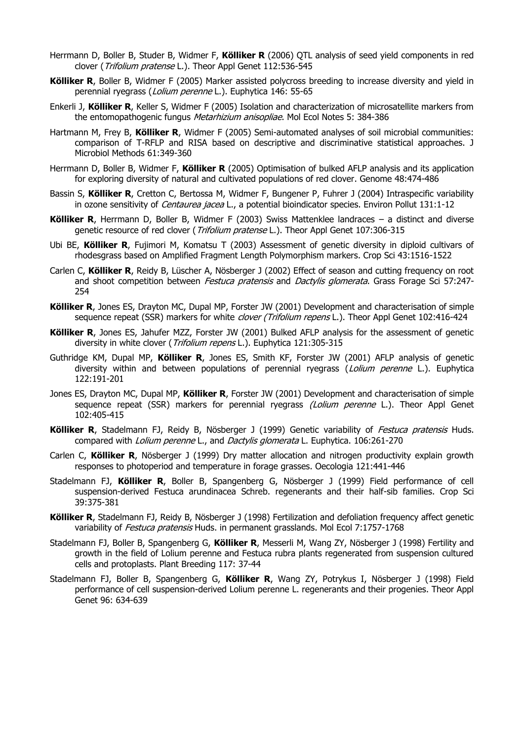Herrmann D, Boller B, Studer B, Widmer F, **Kölliker R** (2006) QTL analysis of seed yield components in red clover (*Trifolium pratense* L.). Theor Appl Genet 112:536-545

**Kölliker R**, Boller B, Widmer F (2005) Marker assisted polycross breeding to increase diversity and yield in perennial ryegrass (*Lolium perenne* L.). Euphytica 146: 55-65

Enkerli J, **Kölliker R**, Keller S, Widmer F (2005) Isolation and characterization of microsatellite markers from the entomopathogenic fungus *Metarhizium anisopliae*. Mol Ecol Notes 5: 384-386

Hartmann M, Frey B, **Kölliker R**, Widmer F (2005) Semi-automated analyses of soil microbial communities: comparison of T-RFLP and RISA based on descriptive and discriminative statistical approaches. J Microbiol Methods 61:349-360

Herrmann D, Boller B, Widmer F, **Kölliker R** (2005) Optimisation of bulked AFLP analysis and its application for exploring diversity of natural and cultivated populations of red clover. Genome 48:474-486

Bassin S, **Kölliker R**, Cretton C, Bertossa M, Widmer F, Bungener P, Fuhrer J (2004) Intraspecific variability in ozone sensitivity of *Centaurea jacea* L., a potential bioindicator species. Environ Pollut 131:1-12

**Kölliker R**, Herrmann D, Boller B, Widmer F (2003) Swiss Mattenklee landraces – a distinct and diverse genetic resource of red clover (*Trifolium pratense* L.). Theor Appl Genet 107:306-315

Ubi BE, **Kölliker R**, Fujimori M, Komatsu T (2003) Assessment of genetic diversity in diploid cultivars of rhodesgrass based on Amplified Fragment Length Polymorphism markers. Crop Sci 43:1516-1522

Carlen C, **Kölliker R**, Reidy B, Lüscher A, Nösberger J (2002) Effect of season and cutting frequency on root and shoot competition between *Festuca pratensis* and *Dactylis glomerata*. Grass Forage Sci 57:247-254

**Kölliker R**, Jones ES, Drayton MC, Dupal MP, Forster JW (2001) Development and characterisation of simple sequence repeat (SSR) markers for white *clover (Trifolium repens* L.). Theor Appl Genet 102:416-424

**Kölliker R**, Jones ES, Jahufer MZZ, Forster JW (2001) Bulked AFLP analysis for the assessment of genetic diversity in white clover (*Trifolium repens* L.). Euphytica 121:305-315

Guthridge KM, Dupal MP, **Kölliker R**, Jones ES, Smith KF, Forster JW (2001) AFLP analysis of genetic diversity within and between populations of perennial ryegrass (*Lolium perenne* L.). Euphytica 122:191-201

Jones ES, Drayton MC, Dupal MP, **Kölliker R**, Forster JW (2001) Development and characterisation of simple sequence repeat (SSR) markers for perennial ryegrass *(Lolium perenne* L.). Theor Appl Genet 102:405-415

**Kölliker R**, Stadelmann FJ, Reidy B, Nösberger J (1999) Genetic variability of *Festuca pratensis* Huds. compared with *Lolium perenne* L., and *Dactylis glomerata* L. Euphytica. 106:261-270

Carlen C, **Kölliker R**, Nösberger J (1999) Dry matter allocation and nitrogen productivity explain growth responses to photoperiod and temperature in forage grasses. Oecologia 121:441-446

Stadelmann FJ, **Kölliker R**, Boller B, Spangenberg G, Nösberger J (1999) Field performance of cell suspension-derived Festuca arundinacea Schreb. regenerants and their half-sib families. Crop Sci 39:375-381

**Kölliker R**, Stadelmann FJ, Reidy B, Nösberger J (1998) Fertilization and defoliation frequency affect genetic variability of *Festuca pratensis* Huds. in permanent grasslands. Mol Ecol 7:1757-1768

Stadelmann FJ, Boller B, Spangenberg G, **Kölliker R**, Messerli M, Wang ZY, Nösberger J (1998) Fertility and growth in the field of Lolium perenne and Festuca rubra plants regenerated from suspension cultured cells and protoplasts. Plant Breeding 117: 37-44

Stadelmann FJ, Boller B, Spangenberg G, **Kölliker R**, Wang ZY, Potrykus I, Nösberger J (1998) Field performance of cell suspension-derived Lolium perenne L. regenerants and their progenies. Theor Appl Genet 96: 634-639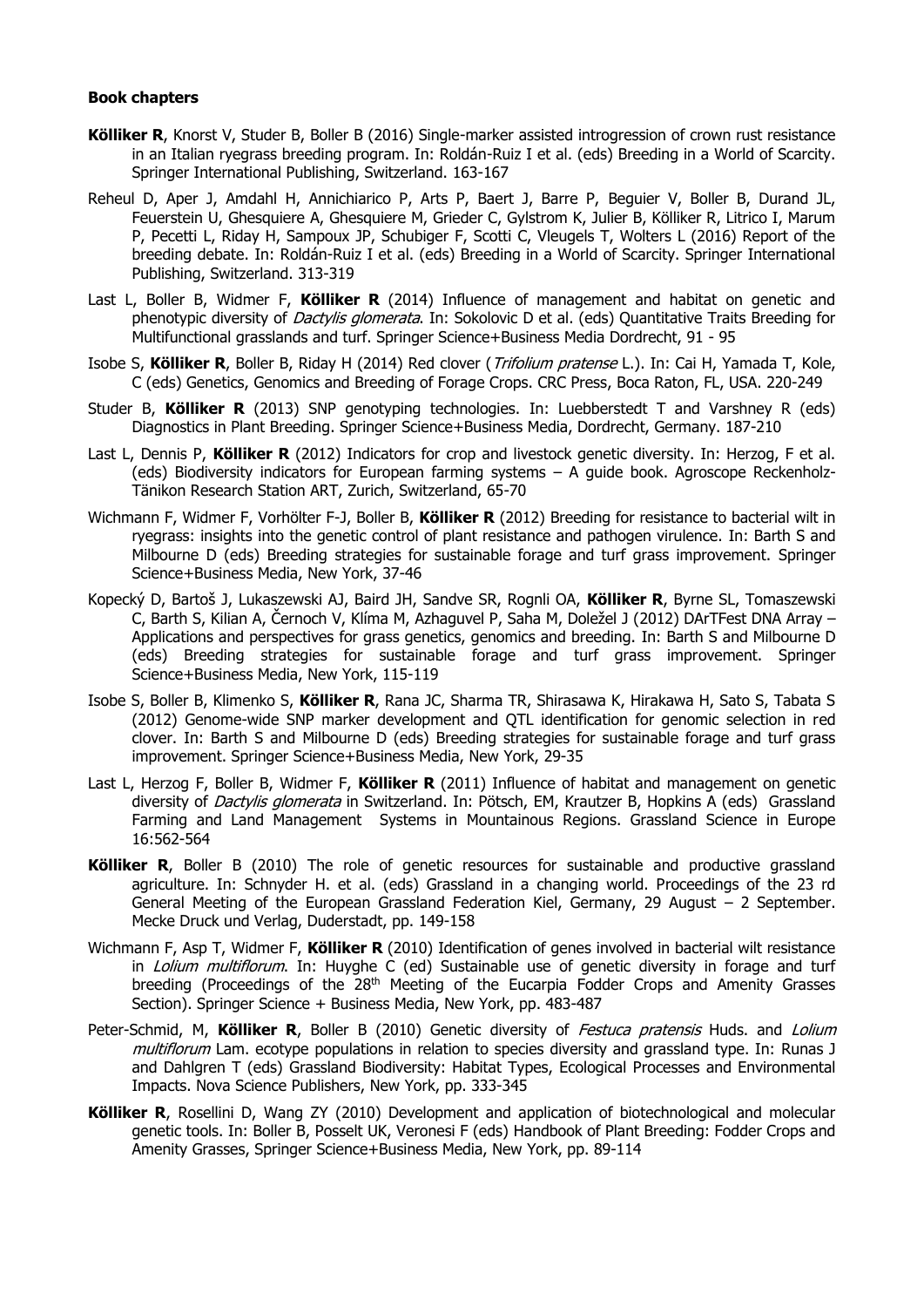**Book chapters**

**Kölliker R**, Knorst V, Studer B, Boller B (2016) Single-marker assisted introgression of crown rust resistance in an Italian ryegrass breeding program. In: Roldán-Ruiz I et al. (eds) Breeding in a World of Scarcity. Springer International Publishing, Switzerland. 163-167

Reheul D, Aper J, Amdahl H, Annichiarico P, Arts P, Baert J, Barre P, Beguier V, Boller B, Durand JL, Feuerstein U, Ghesquiere A, Ghesquiere M, Grieder C, Gylstrom K, Julier B, Kölliker R, Litrico I, Marum P, Pecetti L, Riday H, Sampoux JP, Schubiger F, Scotti C, Vleugels T, Wolters L (2016) Report of the breeding debate. In: Roldán-Ruiz I et al. (eds) Breeding in a World of Scarcity. Springer International Publishing, Switzerland. 313-319

Last L, Boller B, Widmer F, **Kölliker R** (2014) Influence of management and habitat on genetic and phenotypic diversity of *Dactylis glomerata*. In: Sokolovic D et al. (eds) Quantitative Traits Breeding for Multifunctional grasslands and turf. Springer Science+Business Media Dordrecht, 91 - 95

Isobe S, **Kölliker R**, Boller B, Riday H (2014) Red clover (*Trifolium pratense* L.). In: Cai H, Yamada T, Kole, C (eds) Genetics, Genomics and Breeding of Forage Crops. CRC Press, Boca Raton, FL, USA. 220-249

Studer B, **Kölliker R** (2013) SNP genotyping technologies. In: Luebberstedt T and Varshney R (eds) Diagnostics in Plant Breeding. Springer Science+Business Media, Dordrecht, Germany. 187-210

Last L, Dennis P, **Kölliker R** (2012) Indicators for crop and livestock genetic diversity. In: Herzog, F et al. (eds) Biodiversity indicators for European farming systems – A guide book. Agroscope Reckenholz-Tänikon Research Station ART, Zurich, Switzerland, 65-70

Wichmann F, Widmer F, Vorhölter F-J, Boller B, **Kölliker R** (2012) Breeding for resistance to bacterial wilt in ryegrass: insights into the genetic control of plant resistance and pathogen virulence. In: Barth S and Milbourne D (eds) Breeding strategies for sustainable forage and turf grass improvement. Springer Science+Business Media, New York, 37-46

Kopecký D, Bartoš J, Lukaszewski AJ, Baird JH, Sandve SR, Rognli OA, **Kölliker R**, Byrne SL, Tomaszewski C, Barth S, Kilian A, Černoch V, Klíma M, Azhaguvel P, Saha M, Doležel J (2012) DArTFest DNA Array – Applications and perspectives for grass genetics, genomics and breeding. In: Barth S and Milbourne D (eds) Breeding strategies for sustainable forage and turf grass improvement. Springer Science+Business Media, New York, 115-119

Isobe S, Boller B, Klimenko S, **Kölliker R**, Rana JC, Sharma TR, Shirasawa K, Hirakawa H, Sato S, Tabata S (2012) Genome-wide SNP marker development and QTL identification for genomic selection in red clover. In: Barth S and Milbourne D (eds) Breeding strategies for sustainable forage and turf grass improvement. Springer Science+Business Media, New York, 29-35

Last L, Herzog F, Boller B, Widmer F, **Kölliker R** (2011) Influence of habitat and management on genetic diversity of *Dactylis glomerata* in Switzerland. In: Pötsch, EM, Krautzer B, Hopkins A (eds) Grassland Farming and Land Management Systems in Mountainous Regions. Grassland Science in Europe 16:562-564

**Kölliker R**, Boller B (2010) The role of genetic resources for sustainable and productive grassland agriculture. In: Schnyder H. et al. (eds) Grassland in a changing world. Proceedings of the 23 rd General Meeting of the European Grassland Federation Kiel, Germany, 29 August – 2 September. Mecke Druck und Verlag, Duderstadt, pp. 149-158

Wichmann F, Asp T, Widmer F, **Kölliker R** (2010) Identification of genes involved in bacterial wilt resistance in *Lolium multiflorum*. In: Huyghe C (ed) Sustainable use of genetic diversity in forage and turf breeding (Proceedings of the 28th Meeting of the Eucarpia Fodder Crops and Amenity Grasses Section). Springer Science + Business Media, New York, pp. 483-487

Peter-Schmid, M, **Kölliker R**, Boller B (2010) Genetic diversity of *Festuca pratensis* Huds. and *Lolium multiflorum* Lam. ecotype populations in relation to species diversity and grassland type. In: Runas J and Dahlgren T (eds) Grassland Biodiversity: Habitat Types, Ecological Processes and Environmental Impacts. Nova Science Publishers, New York, pp. 333-345

**Kölliker R**, Rosellini D, Wang ZY (2010) Development and application of biotechnological and molecular genetic tools. In: Boller B, Posselt UK, Veronesi F (eds) Handbook of Plant Breeding: Fodder Crops and Amenity Grasses, Springer Science+Business Media, New York, pp. 89-114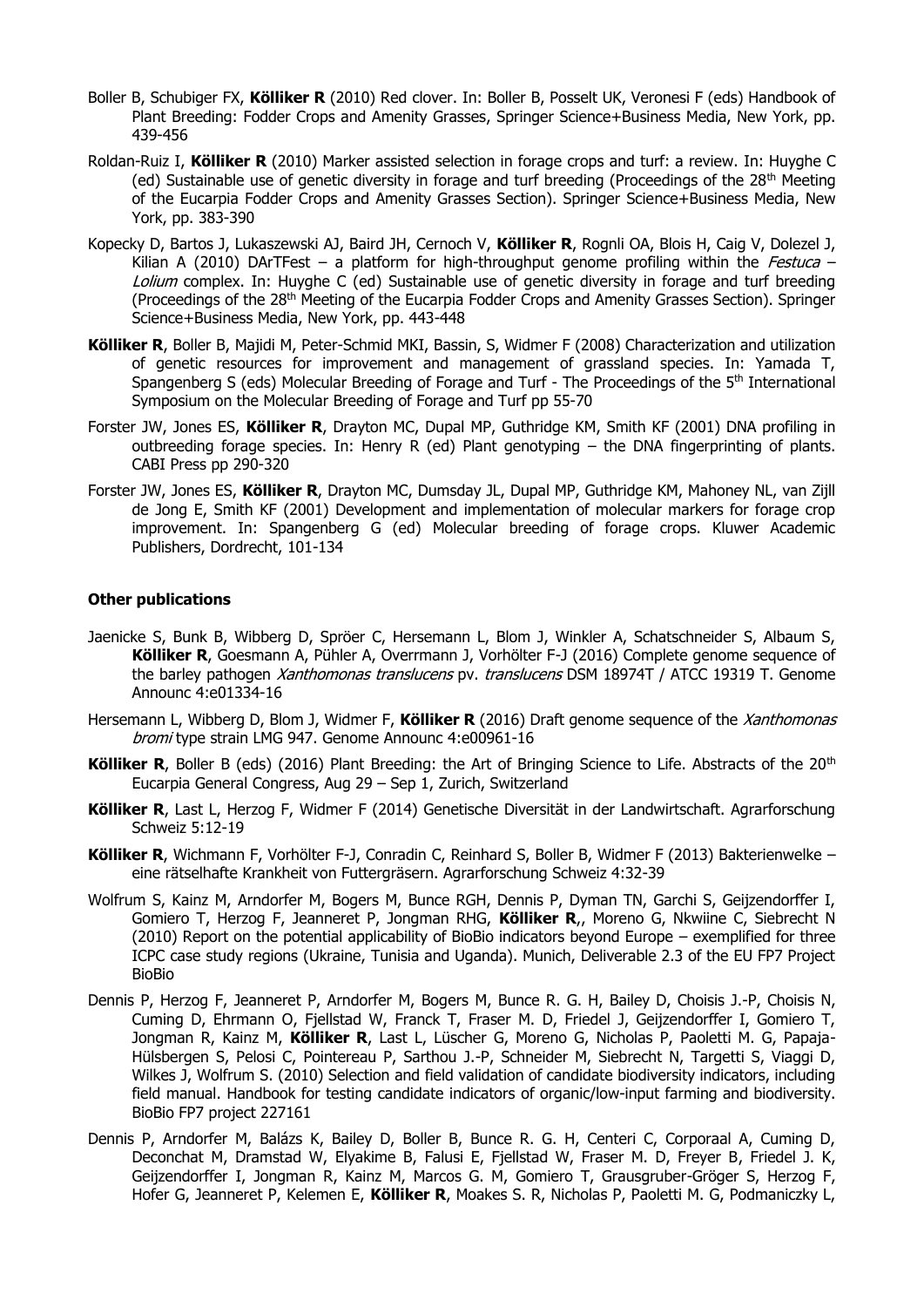Boller B, Schubiger FX, **Kölliker R** (2010) Red clover. In: Boller B, Posselt UK, Veronesi F (eds) Handbook of Plant Breeding: Fodder Crops and Amenity Grasses, Springer Science+Business Media, New York, pp. 439-456

Roldan-Ruiz I, **Kölliker R** (2010) Marker assisted selection in forage crops and turf: a review. In: Huyghe C (ed) Sustainable use of genetic diversity in forage and turf breeding (Proceedings of the 28th Meeting of the Eucarpia Fodder Crops and Amenity Grasses Section). Springer Science+Business Media, New York, pp. 383-390

Kopecky D, Bartos J, Lukaszewski AJ, Baird JH, Cernoch V, **Kölliker R**, Rognli OA, Blois H, Caig V, Dolezel J, Kilian A (2010) DArTFest – a platform for high-throughput genome profiling within the *Festuca – Lolium* complex. In: Huyghe C (ed) Sustainable use of genetic diversity in forage and turf breeding (Proceedings of the 28th Meeting of the Eucarpia Fodder Crops and Amenity Grasses Section). Springer Science+Business Media, New York, pp. 443-448

**Kölliker R**, Boller B, Majidi M, Peter-Schmid MKI, Bassin, S, Widmer F (2008) Characterization and utilization of genetic resources for improvement and management of grassland species. In: Yamada T, Spangenberg S (eds) Molecular Breeding of Forage and Turf - The Proceedings of the 5th International Symposium on the Molecular Breeding of Forage and Turf pp 55-70

Forster JW, Jones ES, **Kölliker R**, Drayton MC, Dupal MP, Guthridge KM, Smith KF (2001) DNA profiling in outbreeding forage species. In: Henry R (ed) Plant genotyping – the DNA fingerprinting of plants. CABI Press pp 290-320

Forster JW, Jones ES, **Kölliker R**, Drayton MC, Dumsday JL, Dupal MP, Guthridge KM, Mahoney NL, van Zijll de Jong E, Smith KF (2001) Development and implementation of molecular markers for forage crop improvement. In: Spangenberg G (ed) Molecular breeding of forage crops. Kluwer Academic Publishers, Dordrecht, 101-134

**Other publications**

Jaenicke S, Bunk B, Wibberg D, Spröer C, Hersemann L, Blom J, Winkler A, Schatschneider S, Albaum S, **Kölliker R**, Goesmann A, Pühler A, Overrmann J, Vorhölter F-J (2016) Complete genome sequence of the barley pathogen *Xanthomonas translucens* pv. *translucens* DSM 18974T / ATCC 19319 T. Genome Announc 4:e01334-16

Hersemann L, Wibberg D, Blom J, Widmer F, **Kölliker R** (2016) Draft genome sequence of the *Xanthomonas bromi* type strain LMG 947. Genome Announc 4:e00961-16

**Kölliker R**, Boller B (eds) (2016) Plant Breeding: the Art of Bringing Science to Life. Abstracts of the 20th Eucarpia General Congress, Aug 29 – Sep 1, Zurich, Switzerland

**Kölliker R**, Last L, Herzog F, Widmer F (2014) Genetische Diversität in der Landwirtschaft. Agrarforschung Schweiz 5:12-19

**Kölliker R**, Wichmann F, Vorhölter F-J, Conradin C, Reinhard S, Boller B, Widmer F (2013) Bakterienwelke – eine rätselhafte Krankheit von Futtergräsern. Agrarforschung Schweiz 4:32-39

Wolfrum S, Kainz M, Arndorfer M, Bogers M, Bunce RGH, Dennis P, Dyman TN, Garchi S, Geijzendorffer I, Gomiero T, Herzog F, Jeanneret P, Jongman RHG, **Kölliker R**,, Moreno G, Nkwiine C, Siebrecht N (2010) Report on the potential applicability of BioBio indicators beyond Europe – exemplified for three ICPC case study regions (Ukraine, Tunisia and Uganda). Munich, Deliverable 2.3 of the EU FP7 Project BioBio

Dennis P, Herzog F, Jeanneret P, Arndorfer M, Bogers M, Bunce R. G. H, Bailey D, Choisis J.-P, Choisis N, Cuming D, Ehrmann O, Fjellstad W, Franck T, Fraser M. D, Friedel J, Geijzendorffer I, Gomiero T, Jongman R, Kainz M, **Kölliker R**, Last L, Lüscher G, Moreno G, Nicholas P, Paoletti M. G, Papaja-Hülsbergen S, Pelosi C, Pointereau P, Sarthou J.-P, Schneider M, Siebrecht N, Targetti S, Viaggi D, Wilkes J, Wolfrum S. (2010) Selection and field validation of candidate biodiversity indicators, including field manual. Handbook for testing candidate indicators of organic/low-input farming and biodiversity. BioBio FP7 project 227161

Dennis P, Arndorfer M, Balázs K, Bailey D, Boller B, Bunce R. G. H, Centeri C, Corporaal A, Cuming D, Deconchat M, Dramstad W, Elyakime B, Falusi E, Fjellstad W, Fraser M. D, Freyer B, Friedel J. K, Geijzendorffer I, Jongman R, Kainz M, Marcos G. M, Gomiero T, Grausgruber-Gröger S, Herzog F, Hofer G, Jeanneret P, Kelemen E, **Kölliker R**, Moakes S. R, Nicholas P, Paoletti M. G, Podmaniczky L,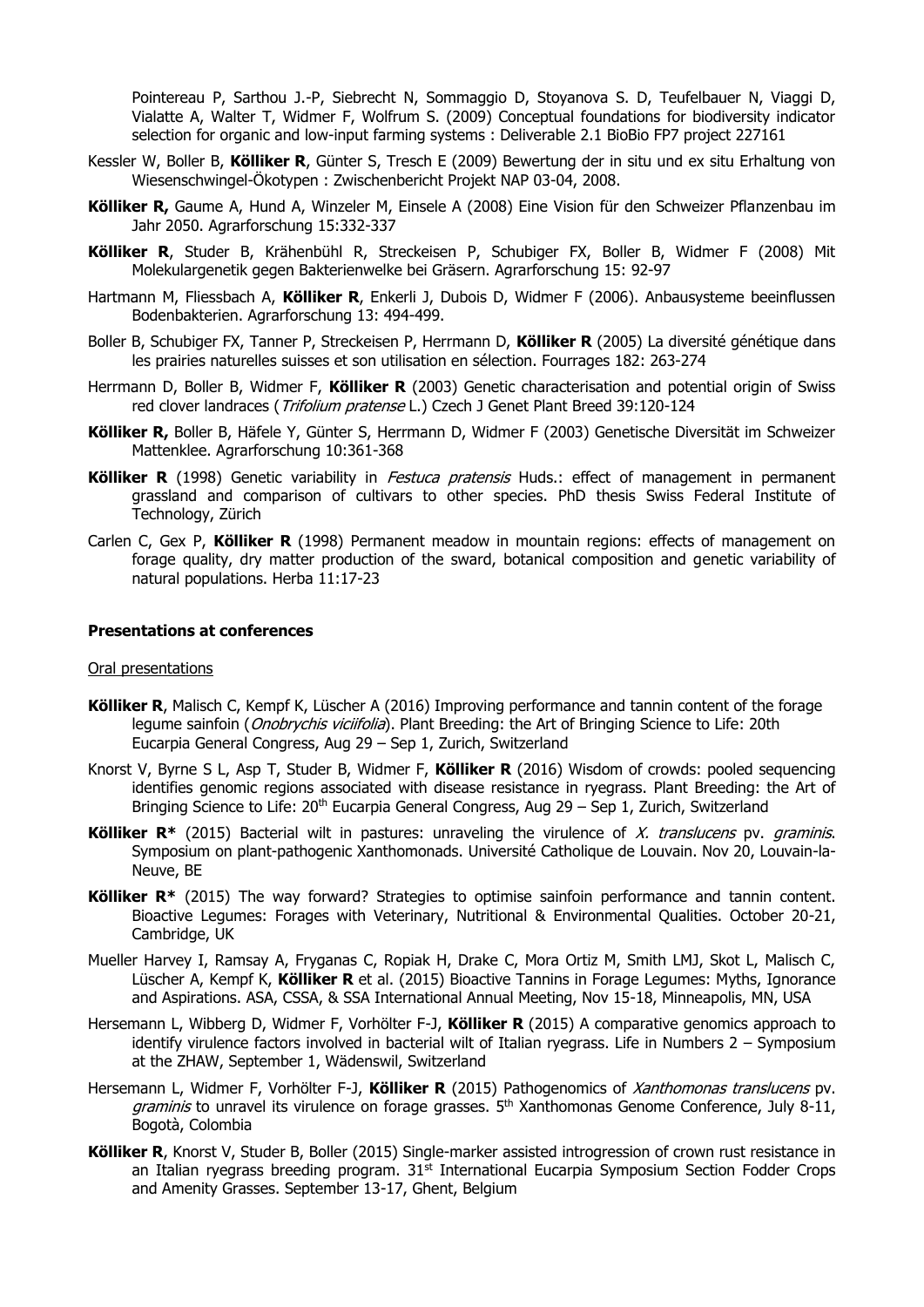Pointereau P, Sarthou J.-P, Siebrecht N, Sommaggio D, Stoyanova S. D, Teufelbauer N, Viaggi D, Vialatte A, Walter T, Widmer F, Wolfrum S. (2009) Conceptual foundations for biodiversity indicator selection for organic and low-input farming systems : Deliverable 2.1 BioBio FP7 project 227161

Kessler W, Boller B, **Kölliker R**, Günter S, Tresch E (2009) Bewertung der in situ und ex situ Erhaltung von Wiesenschwingel-Ökotypen : Zwischenbericht Projekt NAP 03-04, 2008.

**Kölliker R,** Gaume A, Hund A, Winzeler M, Einsele A (2008) Eine Vision für den Schweizer Pflanzenbau im Jahr 2050. Agrarforschung 15:332-337

**Kölliker R**, Studer B, Krähenbühl R, Streckeisen P, Schubiger FX, Boller B, Widmer F (2008) Mit Molekulargenetik gegen Bakterienwelke bei Gräsern. Agrarforschung 15: 92-97

Hartmann M, Fliessbach A, **Kölliker R**, Enkerli J, Dubois D, Widmer F (2006). Anbausysteme beeinflussen Bodenbakterien. Agrarforschung 13: 494-499.

Boller B, Schubiger FX, Tanner P, Streckeisen P, Herrmann D, **Kölliker R** (2005) La diversité génétique dans les prairies naturelles suisses et son utilisation en sélection. Fourrages 182: 263-274

Herrmann D, Boller B, Widmer F, **Kölliker R** (2003) Genetic characterisation and potential origin of Swiss red clover landraces (*Trifolium pratense* L.) Czech J Genet Plant Breed 39:120-124

**Kölliker R,** Boller B, Häfele Y, Günter S, Herrmann D, Widmer F (2003) Genetische Diversität im Schweizer Mattenklee. Agrarforschung 10:361-368

**Kölliker R** (1998) Genetic variability in *Festuca pratensis* Huds.: effect of management in permanent grassland and comparison of cultivars to other species. PhD thesis Swiss Federal Institute of Technology, Zürich

Carlen C, Gex P, **Kölliker R** (1998) Permanent meadow in mountain regions: effects of management on forage quality, dry matter production of the sward, botanical composition and genetic variability of natural populations. Herba 11:17-23

## Presentations at conferences

Oral presentations

**Kölliker R**, Malisch C, Kempf K, Lüscher A (2016) Improving performance and tannin content of the forage legume sainfoin (*Onobrychis viciifolia*). Plant Breeding: the Art of Bringing Science to Life: 20th Eucarpia General Congress, Aug 29 – Sep 1, Zurich, Switzerland

Knorst V, Byrne S L, Asp T, Studer B, Widmer F, **Kölliker R** (2016) Wisdom of crowds: pooled sequencing identifies genomic regions associated with disease resistance in ryegrass. Plant Breeding: the Art of Bringing Science to Life: 20th Eucarpia General Congress, Aug 29 – Sep 1, Zurich, Switzerland

**Kölliker R\*** (2015) Bacterial wilt in pastures: unraveling the virulence of *X. translucens* pv. *graminis*. Symposium on plant-pathogenic Xanthomonads. Université Catholique de Louvain. Nov 20, Louvain-la-Neuve, BE

**Kölliker R\*** (2015) The way forward? Strategies to optimise sainfoin performance and tannin content. Bioactive Legumes: Forages with Veterinary, Nutritional & Environmental Qualities. October 20-21, Cambridge, UK

Mueller Harvey I, Ramsay A, Fryganas C, Ropiak H, Drake C, Mora Ortiz M, Smith LMJ, Skot L, Malisch C, Lüscher A, Kempf K, **Kölliker R** et al. (2015) Bioactive Tannins in Forage Legumes: Myths, Ignorance and Aspirations. ASA, CSSA, & SSA International Annual Meeting, Nov 15-18, Minneapolis, MN, USA

Hersemann L, Wibberg D, Widmer F, Vorhölter F-J, **Kölliker R** (2015) A comparative genomics approach to identify virulence factors involved in bacterial wilt of Italian ryegrass. Life in Numbers 2 – Symposium at the ZHAW, September 1, Wädenswil, Switzerland

Hersemann L, Widmer F, Vorhölter F-J, **Kölliker R** (2015) Pathogenomics of *Xanthomonas translucens* pv. *graminis* to unravel its virulence on forage grasses. 5th Xanthomonas Genome Conference, July 8-11, Bogotà, Colombia

**Kölliker R**, Knorst V, Studer B, Boller (2015) Single-marker assisted introgression of crown rust resistance in an Italian ryegrass breeding program. 31st International Eucarpia Symposium Section Fodder Crops and Amenity Grasses. September 13-17, Ghent, Belgium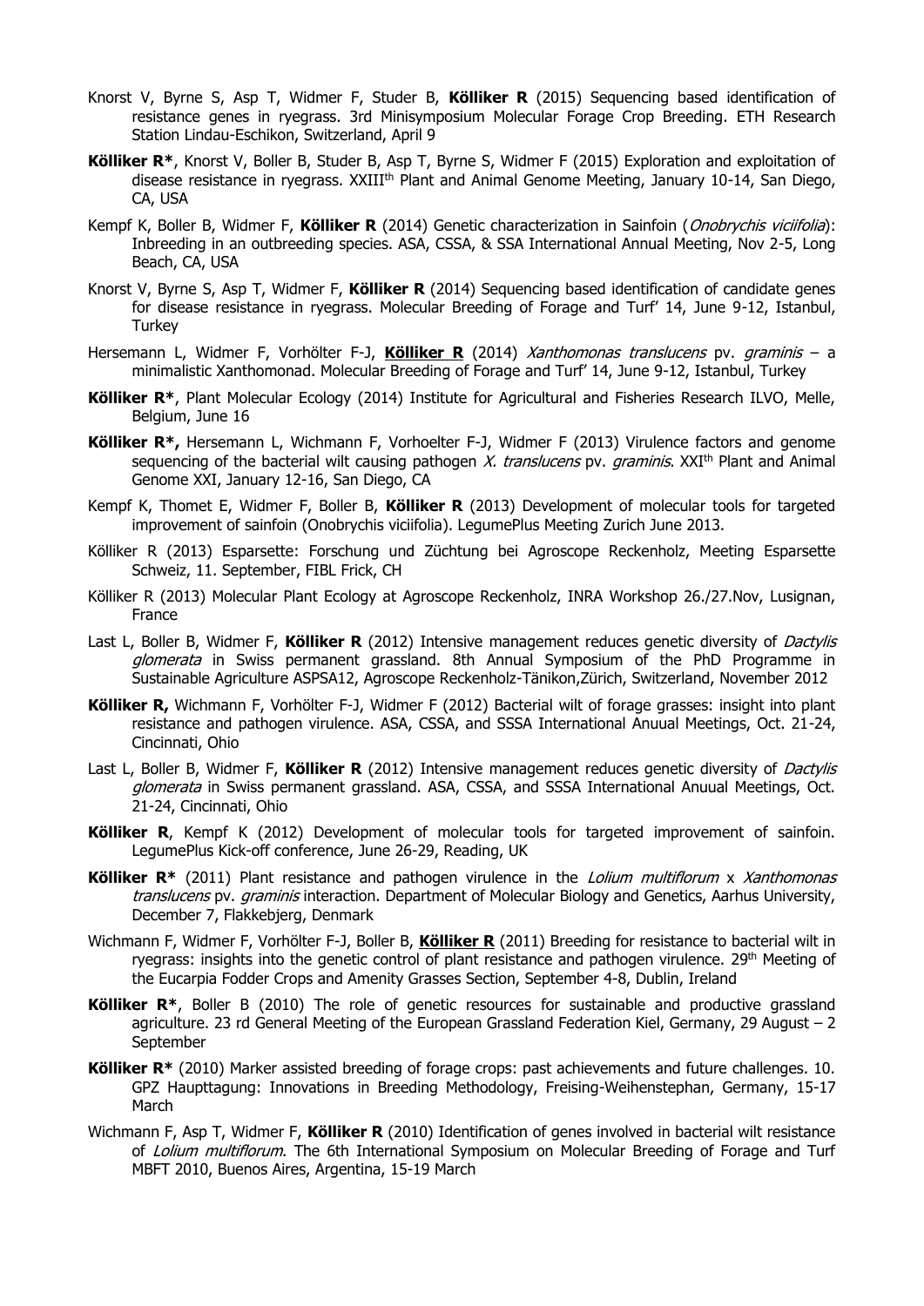Knorst V, Byrne S, Asp T, Widmer F, Studer B, **Kölliker R** (2015) Sequencing based identification of resistance genes in ryegrass. 3rd Minisymposium Molecular Forage Crop Breeding. ETH Research Station Lindau-Eschikon, Switzerland, April 9

**Kölliker R***, Knorst V, Boller B, Studer B, Asp T, Byrne S, Widmer F (2015) Exploration and exploitation of disease resistance in ryegrass. XXIII[th] Plant and Animal Genome Meeting, January 10-14, San Diego, CA, USA

Kempf K, Boller B, Widmer F, **Kölliker R** (2014) Genetic characterization in Sainfoin (*Onobrychis viciifolia*): Inbreeding in an outbreeding species. ASA, CSSA, & SSA International Annual Meeting, Nov 2-5, Long Beach, CA, USA

Knorst V, Byrne S, Asp T, Widmer F, **Kölliker R** (2014) Sequencing based identification of candidate genes for disease resistance in ryegrass. Molecular Breeding of Forage and Turf' 14, June 9-12, Istanbul, Turkey

Hersemann L, Widmer F, Vorhölter F-J, **<u>Kölliker R</u>** (2014) *Xanthomonas translucens* pv. *graminis* – a minimalistic Xanthomonad. Molecular Breeding of Forage and Turf' 14, June 9-12, Istanbul, Turkey

**Kölliker R***, Plant Molecular Ecology (2014) Institute for Agricultural and Fisheries Research ILVO, Melle, Belgium, June 16

**Kölliker R*,** Hersemann L, Wichmann F, Vorhoelter F-J, Widmer F (2013) Virulence factors and genome sequencing of the bacterial wilt causing pathogen *X. translucens* pv. *graminis*. XXI[th] Plant and Animal Genome XXI, January 12-16, San Diego, CA

Kempf K, Thomet E, Widmer F, Boller B, **Kölliker R** (2013) Development of molecular tools for targeted improvement of sainfoin (Onobrychis viciifolia). LegumePlus Meeting Zurich June 2013.

Kölliker R (2013) Esparsette: Forschung und Züchtung bei Agroscope Reckenholz, Meeting Esparsette Schweiz, 11. September, FIBL Frick, CH

Kölliker R (2013) Molecular Plant Ecology at Agroscope Reckenholz, INRA Workshop 26./27.Nov, Lusignan, France

Last L, Boller B, Widmer F, **Kölliker R** (2012) Intensive management reduces genetic diversity of *Dactylis glomerata* in Swiss permanent grassland. 8th Annual Symposium of the PhD Programme in Sustainable Agriculture ASPSA12, Agroscope Reckenholz-Tänikon,Zürich, Switzerland, November 2012

**Kölliker R,** Wichmann F, Vorhölter F-J, Widmer F (2012) Bacterial wilt of forage grasses: insight into plant resistance and pathogen virulence. ASA, CSSA, and SSSA International Anuual Meetings, Oct. 21-24, Cincinnati, Ohio

Last L, Boller B, Widmer F, **Kölliker R** (2012) Intensive management reduces genetic diversity of *Dactylis glomerata* in Swiss permanent grassland. ASA, CSSA, and SSSA International Anuual Meetings, Oct. 21-24, Cincinnati, Ohio

**Kölliker R**, Kempf K (2012) Development of molecular tools for targeted improvement of sainfoin. LegumePlus Kick-off conference, June 26-29, Reading, UK

**Kölliker R*** (2011) Plant resistance and pathogen virulence in the *Lolium multiflorum* x *Xanthomonas translucens* pv. *graminis* interaction. Department of Molecular Biology and Genetics, Aarhus University, December 7, Flakkebjerg, Denmark

Wichmann F, Widmer F, Vorhölter F-J, Boller B, **<u>Kölliker R</u>** (2011) Breeding for resistance to bacterial wilt in ryegrass: insights into the genetic control of plant resistance and pathogen virulence. 29[th] Meeting of the Eucarpia Fodder Crops and Amenity Grasses Section, September 4-8, Dublin, Ireland

**Kölliker R***, Boller B (2010) The role of genetic resources for sustainable and productive grassland agriculture. 23 rd General Meeting of the European Grassland Federation Kiel, Germany, 29 August – 2 September

**Kölliker R*** (2010) Marker assisted breeding of forage crops: past achievements and future challenges. 10. GPZ Haupttagung: Innovations in Breeding Methodology, Freising-Weihenstephan, Germany, 15-17 March

Wichmann F, Asp T, Widmer F, **Kölliker R** (2010) Identification of genes involved in bacterial wilt resistance of *Lolium multiflorum*. The 6th International Symposium on Molecular Breeding of Forage and Turf MBFT 2010, Buenos Aires, Argentina, 15-19 March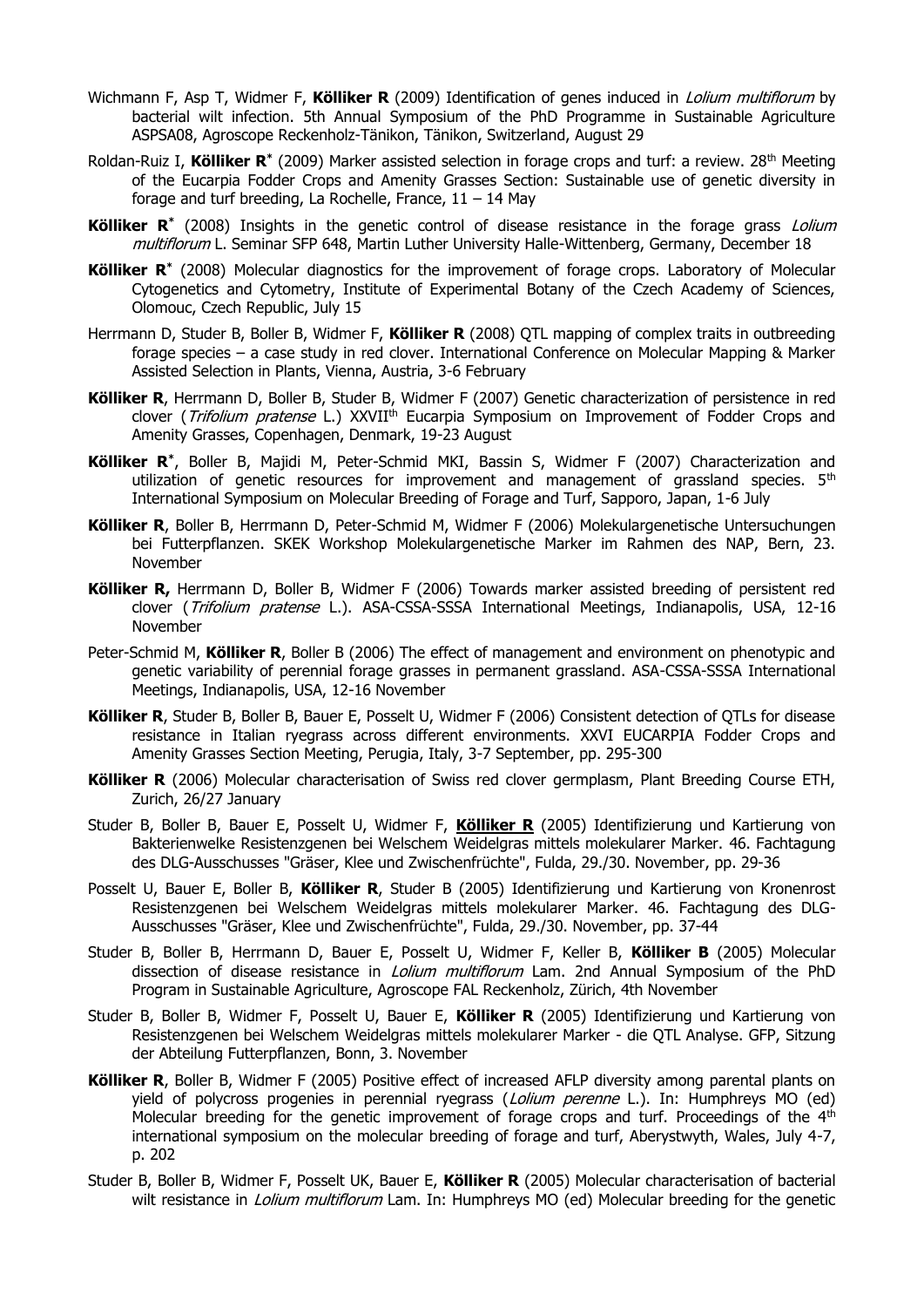Wichmann F, Asp T, Widmer F, **Kölliker R** (2009) Identification of genes induced in *Lolium multiflorum* by bacterial wilt infection. 5th Annual Symposium of the PhD Programme in Sustainable Agriculture ASPSA08, Agroscope Reckenholz-Tänikon, Tänikon, Switzerland, August 29

Roldan-Ruiz I, **Kölliker R*** (2009) Marker assisted selection in forage crops and turf: a review. 28th Meeting of the Eucarpia Fodder Crops and Amenity Grasses Section: Sustainable use of genetic diversity in forage and turf breeding, La Rochelle, France, 11 – 14 May

**Kölliker R*** (2008) Insights in the genetic control of disease resistance in the forage grass *Lolium multiflorum* L. Seminar SFP 648, Martin Luther University Halle-Wittenberg, Germany, December 18

**Kölliker R*** (2008) Molecular diagnostics for the improvement of forage crops. Laboratory of Molecular Cytogenetics and Cytometry, Institute of Experimental Botany of the Czech Academy of Sciences, Olomouc, Czech Republic, July 15

Herrmann D, Studer B, Boller B, Widmer F, **Kölliker R** (2008) QTL mapping of complex traits in outbreeding forage species – a case study in red clover. International Conference on Molecular Mapping & Marker Assisted Selection in Plants, Vienna, Austria, 3-6 February

**Kölliker R**, Herrmann D, Boller B, Studer B, Widmer F (2007) Genetic characterization of persistence in red clover (*Trifolium pratense* L.) XXVIIth Eucarpia Symposium on Improvement of Fodder Crops and Amenity Grasses, Copenhagen, Denmark, 19-23 August

**Kölliker R***, Boller B, Majidi M, Peter-Schmid MKI, Bassin S, Widmer F (2007) Characterization and utilization of genetic resources for improvement and management of grassland species. 5th International Symposium on Molecular Breeding of Forage and Turf, Sapporo, Japan, 1-6 July

**Kölliker R**, Boller B, Herrmann D, Peter-Schmid M, Widmer F (2006) Molekulargenetische Untersuchungen bei Futterpflanzen. SKEK Workshop Molekulargenetische Marker im Rahmen des NAP, Bern, 23. November

**Kölliker R,** Herrmann D, Boller B, Widmer F (2006) Towards marker assisted breeding of persistent red clover (*Trifolium pratense* L.). ASA-CSSA-SSSA International Meetings, Indianapolis, USA, 12-16 November

Peter-Schmid M, **Kölliker R**, Boller B (2006) The effect of management and environment on phenotypic and genetic variability of perennial forage grasses in permanent grassland. ASA-CSSA-SSSA International Meetings, Indianapolis, USA, 12-16 November

**Kölliker R**, Studer B, Boller B, Bauer E, Posselt U, Widmer F (2006) Consistent detection of QTLs for disease resistance in Italian ryegrass across different environments. XXVI EUCARPIA Fodder Crops and Amenity Grasses Section Meeting, Perugia, Italy, 3-7 September, pp. 295-300

**Kölliker R** (2006) Molecular characterisation of Swiss red clover germplasm, Plant Breeding Course ETH, Zurich, 26/27 January

Studer B, Boller B, Bauer E, Posselt U, Widmer F, **Kölliker R** (2005) Identifizierung und Kartierung von Bakterienwelke Resistenzgenen bei Welschem Weidelgras mittels molekularer Marker. 46. Fachtagung des DLG-Ausschusses "Gräser, Klee und Zwischenfrüchte", Fulda, 29./30. November, pp. 29-36

Posselt U, Bauer E, Boller B, **Kölliker R**, Studer B (2005) Identifizierung und Kartierung von Kronenrost Resistenzgenen bei Welschem Weidelgras mittels molekularer Marker. 46. Fachtagung des DLG-Ausschusses "Gräser, Klee und Zwischenfrüchte", Fulda, 29./30. November, pp. 37-44

Studer B, Boller B, Herrmann D, Bauer E, Posselt U, Widmer F, Keller B, **Kölliker B** (2005) Molecular dissection of disease resistance in *Lolium multiflorum* Lam. 2nd Annual Symposium of the PhD Program in Sustainable Agriculture, Agroscope FAL Reckenholz, Zürich, 4th November

Studer B, Boller B, Widmer F, Posselt U, Bauer E, **Kölliker R** (2005) Identifizierung und Kartierung von Resistenzgenen bei Welschem Weidelgras mittels molekularer Marker - die QTL Analyse. GFP, Sitzung der Abteilung Futterpflanzen, Bonn, 3. November

**Kölliker R**, Boller B, Widmer F (2005) Positive effect of increased AFLP diversity among parental plants on yield of polycross progenies in perennial ryegrass (*Lolium perenne* L.). In: Humphreys MO (ed) Molecular breeding for the genetic improvement of forage crops and turf. Proceedings of the 4th international symposium on the molecular breeding of forage and turf, Aberystwyth, Wales, July 4-7, p. 202

Studer B, Boller B, Widmer F, Posselt UK, Bauer E, **Kölliker R** (2005) Molecular characterisation of bacterial wilt resistance in *Lolium multiflorum* Lam. In: Humphreys MO (ed) Molecular breeding for the genetic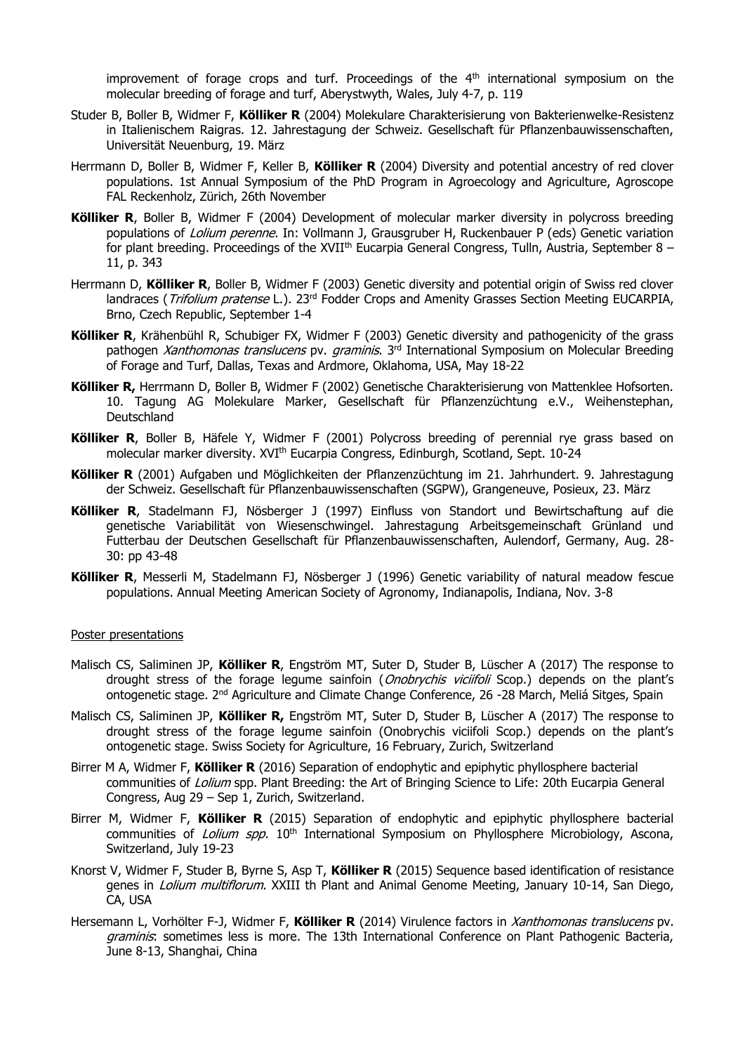improvement of forage crops and turf. Proceedings of the 4th international symposium on the molecular breeding of forage and turf, Aberystwyth, Wales, July 4-7, p. 119

Studer B, Boller B, Widmer F, **Kölliker R** (2004) Molekulare Charakterisierung von Bakterienwelke-Resistenz in Italienischem Raigras. 12. Jahrestagung der Schweiz. Gesellschaft für Pflanzenbauwissenschaften, Universität Neuenburg, 19. März

Herrmann D, Boller B, Widmer F, Keller B, **Kölliker R** (2004) Diversity and potential ancestry of red clover populations. 1st Annual Symposium of the PhD Program in Agroecology and Agriculture, Agroscope FAL Reckenholz, Zürich, 26th November

**Kölliker R**, Boller B, Widmer F (2004) Development of molecular marker diversity in polycross breeding populations of *Lolium perenne*. In: Vollmann J, Grausgruber H, Ruckenbauer P (eds) Genetic variation for plant breeding. Proceedings of the XVIIth Eucarpia General Congress, Tulln, Austria, September 8 – 11, p. 343

Herrmann D, **Kölliker R**, Boller B, Widmer F (2003) Genetic diversity and potential origin of Swiss red clover landraces (*Trifolium pratense* L.). 23rd Fodder Crops and Amenity Grasses Section Meeting EUCARPIA, Brno, Czech Republic, September 1-4

**Kölliker R**, Krähenbühl R, Schubiger FX, Widmer F (2003) Genetic diversity and pathogenicity of the grass pathogen *Xanthomonas translucens* pv. *graminis*. 3rd International Symposium on Molecular Breeding of Forage and Turf, Dallas, Texas and Ardmore, Oklahoma, USA, May 18-22

**Kölliker R,** Herrmann D, Boller B, Widmer F (2002) Genetische Charakterisierung von Mattenklee Hofsorten. 10. Tagung AG Molekulare Marker, Gesellschaft für Pflanzenzüchtung e.V., Weihenstephan, Deutschland

**Kölliker R**, Boller B, Häfele Y, Widmer F (2001) Polycross breeding of perennial rye grass based on molecular marker diversity. XVIth Eucarpia Congress, Edinburgh, Scotland, Sept. 10-24

**Kölliker R** (2001) Aufgaben und Möglichkeiten der Pflanzenzüchtung im 21. Jahrhundert. 9. Jahrestagung der Schweiz. Gesellschaft für Pflanzenbauwissenschaften (SGPW), Grangeneuve, Posieux, 23. März

**Kölliker R**, Stadelmann FJ, Nösberger J (1997) Einfluss von Standort und Bewirtschaftung auf die genetische Variabilität von Wiesenschwingel. Jahrestagung Arbeitsgemeinschaft Grünland und Futterbau der Deutschen Gesellschaft für Pflanzenbauwissenschaften, Aulendorf, Germany, Aug. 28-30: pp 43-48

**Kölliker R**, Messerli M, Stadelmann FJ, Nösberger J (1996) Genetic variability of natural meadow fescue populations. Annual Meeting American Society of Agronomy, Indianapolis, Indiana, Nov. 3-8

Poster presentations

Malisch CS, Saliminen JP, **Kölliker R**, Engström MT, Suter D, Studer B, Lüscher A (2017) The response to drought stress of the forage legume sainfoin (*Onobrychis viciifoli* Scop.) depends on the plant's ontogenetic stage. 2nd Agriculture and Climate Change Conference, 26 -28 March, Meliá Sitges, Spain

Malisch CS, Saliminen JP, **Kölliker R,** Engström MT, Suter D, Studer B, Lüscher A (2017) The response to drought stress of the forage legume sainfoin (Onobrychis viciifoli Scop.) depends on the plant's ontogenetic stage. Swiss Society for Agriculture, 16 February, Zurich, Switzerland

Birrer M A, Widmer F, **Kölliker R** (2016) Separation of endophytic and epiphytic phyllosphere bacterial communities of *Lolium* spp. Plant Breeding: the Art of Bringing Science to Life: 20th Eucarpia General Congress, Aug 29 – Sep 1, Zurich, Switzerland.

Birrer M, Widmer F, **Kölliker R** (2015) Separation of endophytic and epiphytic phyllosphere bacterial communities of *Lolium spp.* 10th International Symposium on Phyllosphere Microbiology, Ascona, Switzerland, July 19-23

Knorst V, Widmer F, Studer B, Byrne S, Asp T, **Kölliker R** (2015) Sequence based identification of resistance genes in *Lolium multiflorum*. XXIII th Plant and Animal Genome Meeting, January 10-14, San Diego, CA, USA

Hersemann L, Vorhölter F-J, Widmer F, **Kölliker R** (2014) Virulence factors in *Xanthomonas translucens* pv. *graminis*: sometimes less is more. The 13th International Conference on Plant Pathogenic Bacteria, June 8-13, Shanghai, China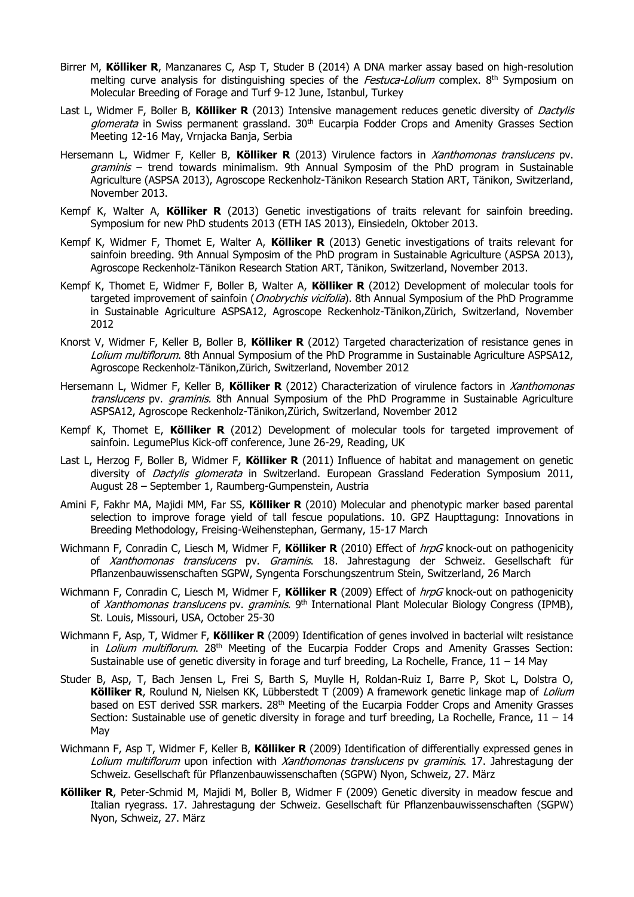Birrer M, **Kölliker R**, Manzanares C, Asp T, Studer B (2014) A DNA marker assay based on high-resolution melting curve analysis for distinguishing species of the *Festuca-Lolium* complex. 8th Symposium on Molecular Breeding of Forage and Turf 9-12 June, Istanbul, Turkey

Last L, Widmer F, Boller B, **Kölliker R** (2013) Intensive management reduces genetic diversity of *Dactylis glomerata* in Swiss permanent grassland. 30th Eucarpia Fodder Crops and Amenity Grasses Section Meeting 12-16 May, Vrnjacka Banja, Serbia

Hersemann L, Widmer F, Keller B, **Kölliker R** (2013) Virulence factors in *Xanthomonas translucens* pv. *graminis* – trend towards minimalism. 9th Annual Symposim of the PhD program in Sustainable Agriculture (ASPSA 2013), Agroscope Reckenholz-Tänikon Research Station ART, Tänikon, Switzerland, November 2013.

Kempf K, Walter A, **Kölliker R** (2013) Genetic investigations of traits relevant for sainfoin breeding. Symposium for new PhD students 2013 (ETH IAS 2013), Einsiedeln, Oktober 2013.

Kempf K, Widmer F, Thomet E, Walter A, **Kölliker R** (2013) Genetic investigations of traits relevant for sainfoin breeding. 9th Annual Symposim of the PhD program in Sustainable Agriculture (ASPSA 2013), Agroscope Reckenholz-Tänikon Research Station ART, Tänikon, Switzerland, November 2013.

Kempf K, Thomet E, Widmer F, Boller B, Walter A, **Kölliker R** (2012) Development of molecular tools for targeted improvement of sainfoin (*Onobrychis vicifolia*). 8th Annual Symposium of the PhD Programme in Sustainable Agriculture ASPSA12, Agroscope Reckenholz-Tänikon,Zürich, Switzerland, November 2012

Knorst V, Widmer F, Keller B, Boller B, **Kölliker R** (2012) Targeted characterization of resistance genes in *Lolium multiflorum*. 8th Annual Symposium of the PhD Programme in Sustainable Agriculture ASPSA12, Agroscope Reckenholz-Tänikon,Zürich, Switzerland, November 2012

Hersemann L, Widmer F, Keller B, **Kölliker R** (2012) Characterization of virulence factors in *Xanthomonas translucens* pv. *graminis.* 8th Annual Symposium of the PhD Programme in Sustainable Agriculture ASPSA12, Agroscope Reckenholz-Tänikon,Zürich, Switzerland, November 2012

Kempf K, Thomet E, **Kölliker R** (2012) Development of molecular tools for targeted improvement of sainfoin. LegumePlus Kick-off conference, June 26-29, Reading, UK

Last L, Herzog F, Boller B, Widmer F, **Kölliker R** (2011) Influence of habitat and management on genetic diversity of *Dactylis glomerata* in Switzerland. European Grassland Federation Symposium 2011, August 28 – September 1, Raumberg-Gumpenstein, Austria

Amini F, Fakhr MA, Majidi MM, Far SS, **Kölliker R** (2010) Molecular and phenotypic marker based parental selection to improve forage yield of tall fescue populations. 10. GPZ Haupttagung: Innovations in Breeding Methodology, Freising-Weihenstephan, Germany, 15-17 March

Wichmann F, Conradin C, Liesch M, Widmer F, **Kölliker R** (2010) Effect of *hrpG* knock-out on pathogenicity of *Xanthomonas translucens* pv. *Graminis*. 18. Jahrestagung der Schweiz. Gesellschaft für Pflanzenbauwissenschaften SGPW, Syngenta Forschungszentrum Stein, Switzerland, 26 March

Wichmann F, Conradin C, Liesch M, Widmer F, **Kölliker R** (2009) Effect of *hrpG* knock-out on pathogenicity of *Xanthomonas translucens* pv. *graminis*. 9th International Plant Molecular Biology Congress (IPMB), St. Louis, Missouri, USA, October 25-30

Wichmann F, Asp, T, Widmer F, **Kölliker R** (2009) Identification of genes involved in bacterial wilt resistance in *Lolium multiflorum*. 28th Meeting of the Eucarpia Fodder Crops and Amenity Grasses Section: Sustainable use of genetic diversity in forage and turf breeding, La Rochelle, France, 11 – 14 May

Studer B, Asp, T, Bach Jensen L, Frei S, Barth S, Muylle H, Roldan-Ruiz I, Barre P, Skot L, Dolstra O, **Kölliker R**, Roulund N, Nielsen KK, Lübberstedt T (2009) A framework genetic linkage map of *Lolium* based on EST derived SSR markers. 28th Meeting of the Eucarpia Fodder Crops and Amenity Grasses Section: Sustainable use of genetic diversity in forage and turf breeding, La Rochelle, France, 11 – 14 May

Wichmann F, Asp T, Widmer F, Keller B, **Kölliker R** (2009) Identification of differentially expressed genes in *Lolium multiflorum* upon infection with *Xanthomonas translucens* pv *graminis*. 17. Jahrestagung der Schweiz. Gesellschaft für Pflanzenbauwissenschaften (SGPW) Nyon, Schweiz, 27. März

**Kölliker R**, Peter-Schmid M, Majidi M, Boller B, Widmer F (2009) Genetic diversity in meadow fescue and Italian ryegrass. 17. Jahrestagung der Schweiz. Gesellschaft für Pflanzenbauwissenschaften (SGPW) Nyon, Schweiz, 27. März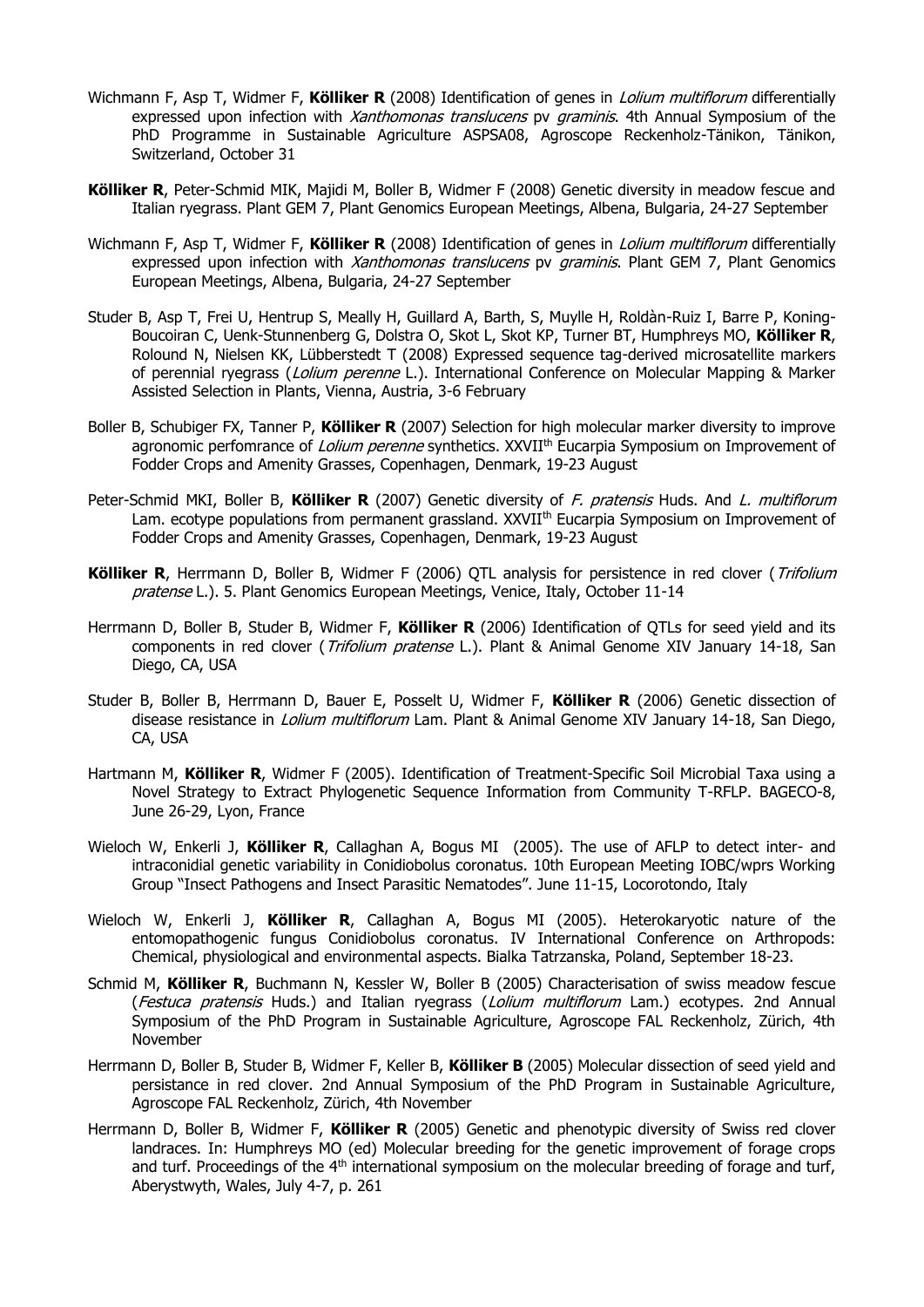Wichmann F, Asp T, Widmer F, **Kölliker R** (2008) Identification of genes in *Lolium multiflorum* differentially expressed upon infection with *Xanthomonas translucens* pv *graminis*. 4th Annual Symposium of the PhD Programme in Sustainable Agriculture ASPSA08, Agroscope Reckenholz-Tänikon, Tänikon, Switzerland, October 31

**Kölliker R**, Peter-Schmid MIK, Majidi M, Boller B, Widmer F (2008) Genetic diversity in meadow fescue and Italian ryegrass. Plant GEM 7, Plant Genomics European Meetings, Albena, Bulgaria, 24-27 September

Wichmann F, Asp T, Widmer F, **Kölliker R** (2008) Identification of genes in *Lolium multiflorum* differentially expressed upon infection with *Xanthomonas translucens* pv *graminis*. Plant GEM 7, Plant Genomics European Meetings, Albena, Bulgaria, 24-27 September

Studer B, Asp T, Frei U, Hentrup S, Meally H, Guillard A, Barth, S, Muylle H, Roldàn-Ruiz I, Barre P, Koning-Boucoiran C, Uenk-Stunnenberg G, Dolstra O, Skot L, Skot KP, Turner BT, Humphreys MO, **Kölliker R**, Rolound N, Nielsen KK, Lübberstedt T (2008) Expressed sequence tag-derived microsatellite markers of perennial ryegrass (*Lolium perenne* L.). International Conference on Molecular Mapping & Marker Assisted Selection in Plants, Vienna, Austria, 3-6 February

Boller B, Schubiger FX, Tanner P, **Kölliker R** (2007) Selection for high molecular marker diversity to improve agronomic perfomrance of *Lolium perenne* synthetics. XXVII[th] Eucarpia Symposium on Improvement of Fodder Crops and Amenity Grasses, Copenhagen, Denmark, 19-23 August

Peter-Schmid MKI, Boller B, **Kölliker R** (2007) Genetic diversity of *F. pratensis* Huds. And *L. multiflorum* Lam. ecotype populations from permanent grassland. XXVII[th] Eucarpia Symposium on Improvement of Fodder Crops and Amenity Grasses, Copenhagen, Denmark, 19-23 August

**Kölliker R**, Herrmann D, Boller B, Widmer F (2006) QTL analysis for persistence in red clover (*Trifolium pratense* L.). 5. Plant Genomics European Meetings, Venice, Italy, October 11-14

Herrmann D, Boller B, Studer B, Widmer F, **Kölliker R** (2006) Identification of QTLs for seed yield and its components in red clover (*Trifolium pratense* L.). Plant & Animal Genome XIV January 14-18, San Diego, CA, USA

Studer B, Boller B, Herrmann D, Bauer E, Posselt U, Widmer F, **Kölliker R** (2006) Genetic dissection of disease resistance in *Lolium multiflorum* Lam. Plant & Animal Genome XIV January 14-18, San Diego, CA, USA

Hartmann M, **Kölliker R**, Widmer F (2005). Identification of Treatment-Specific Soil Microbial Taxa using a Novel Strategy to Extract Phylogenetic Sequence Information from Community T-RFLP. BAGECO-8, June 26-29, Lyon, France

Wieloch W, Enkerli J, **Kölliker R**, Callaghan A, Bogus MI (2005). The use of AFLP to detect inter- and intraconidial genetic variability in Conidiobolus coronatus. 10th European Meeting IOBC/wprs Working Group "Insect Pathogens and Insect Parasitic Nematodes". June 11-15, Locorotondo, Italy

Wieloch W, Enkerli J, **Kölliker R**, Callaghan A, Bogus MI (2005). Heterokaryotic nature of the entomopathogenic fungus Conidiobolus coronatus. IV International Conference on Arthropods: Chemical, physiological and environmental aspects. Bialka Tatrzanska, Poland, September 18-23.

Schmid M, **Kölliker R**, Buchmann N, Kessler W, Boller B (2005) Characterisation of swiss meadow fescue (*Festuca pratensis* Huds.) and Italian ryegrass (*Lolium multiflorum* Lam.) ecotypes. 2nd Annual Symposium of the PhD Program in Sustainable Agriculture, Agroscope FAL Reckenholz, Zürich, 4th November

Herrmann D, Boller B, Studer B, Widmer F, Keller B, **Kölliker B** (2005) Molecular dissection of seed yield and persistance in red clover. 2nd Annual Symposium of the PhD Program in Sustainable Agriculture, Agroscope FAL Reckenholz, Zürich, 4th November

Herrmann D, Boller B, Widmer F, **Kölliker R** (2005) Genetic and phenotypic diversity of Swiss red clover landraces. In: Humphreys MO (ed) Molecular breeding for the genetic improvement of forage crops and turf. Proceedings of the 4[th] international symposium on the molecular breeding of forage and turf, Aberystwyth, Wales, July 4-7, p. 261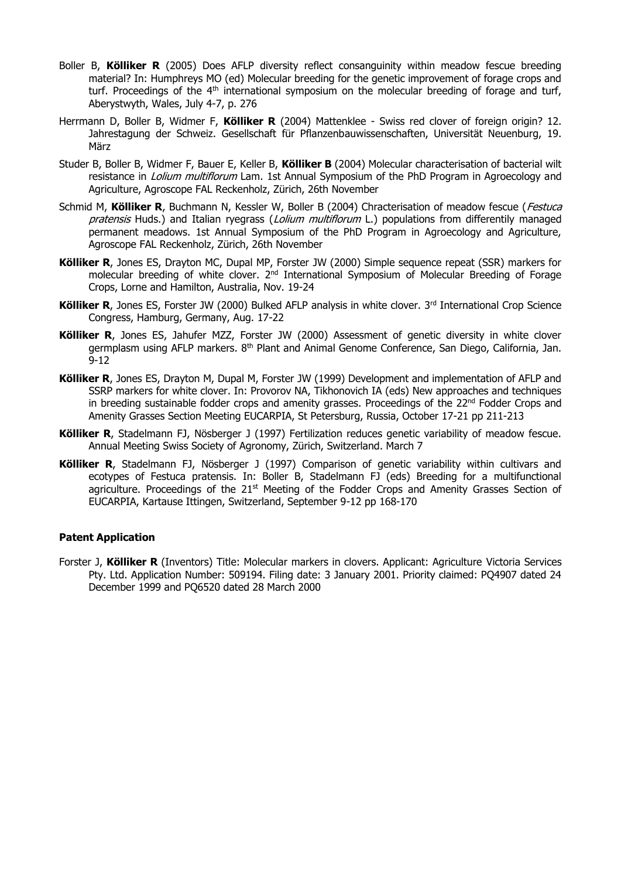Boller B, **Kölliker R** (2005) Does AFLP diversity reflect consanguinity within meadow fescue breeding material? In: Humphreys MO (ed) Molecular breeding for the genetic improvement of forage crops and turf. Proceedings of the 4th international symposium on the molecular breeding of forage and turf, Aberystwyth, Wales, July 4-7, p. 276

Herrmann D, Boller B, Widmer F, **Kölliker R** (2004) Mattenklee - Swiss red clover of foreign origin? 12. Jahrestagung der Schweiz. Gesellschaft für Pflanzenbauwissenschaften, Universität Neuenburg, 19. März

Studer B, Boller B, Widmer F, Bauer E, Keller B, **Kölliker B** (2004) Molecular characterisation of bacterial wilt resistance in *Lolium multiflorum* Lam. 1st Annual Symposium of the PhD Program in Agroecology and Agriculture, Agroscope FAL Reckenholz, Zürich, 26th November

Schmid M, **Kölliker R**, Buchmann N, Kessler W, Boller B (2004) Chracterisation of meadow fescue (*Festuca pratensis* Huds.) and Italian ryegrass (*Lolium multiflorum* L.) populations from differentily managed permanent meadows. 1st Annual Symposium of the PhD Program in Agroecology and Agriculture, Agroscope FAL Reckenholz, Zürich, 26th November

**Kölliker R**, Jones ES, Drayton MC, Dupal MP, Forster JW (2000) Simple sequence repeat (SSR) markers for molecular breeding of white clover. 2nd International Symposium of Molecular Breeding of Forage Crops, Lorne and Hamilton, Australia, Nov. 19-24

**Kölliker R**, Jones ES, Forster JW (2000) Bulked AFLP analysis in white clover. 3rd International Crop Science Congress, Hamburg, Germany, Aug. 17-22

**Kölliker R**, Jones ES, Jahufer MZZ, Forster JW (2000) Assessment of genetic diversity in white clover germplasm using AFLP markers. 8th Plant and Animal Genome Conference, San Diego, California, Jan. 9-12

**Kölliker R**, Jones ES, Drayton M, Dupal M, Forster JW (1999) Development and implementation of AFLP and SSRP markers for white clover. In: Provorov NA, Tikhonovich IA (eds) New approaches and techniques in breeding sustainable fodder crops and amenity grasses. Proceedings of the 22nd Fodder Crops and Amenity Grasses Section Meeting EUCARPIA, St Petersburg, Russia, October 17-21 pp 211-213

**Kölliker R**, Stadelmann FJ, Nösberger J (1997) Fertilization reduces genetic variability of meadow fescue. Annual Meeting Swiss Society of Agronomy, Zürich, Switzerland. March 7

**Kölliker R**, Stadelmann FJ, Nösberger J (1997) Comparison of genetic variability within cultivars and ecotypes of Festuca pratensis. In: Boller B, Stadelmann FJ (eds) Breeding for a multifunctional agriculture. Proceedings of the 21st Meeting of the Fodder Crops and Amenity Grasses Section of EUCARPIA, Kartause Ittingen, Switzerland, September 9-12 pp 168-170

**Patent Application**

Forster J, **Kölliker R** (Inventors) Title: Molecular markers in clovers. Applicant: Agriculture Victoria Services Pty. Ltd. Application Number: 509194. Filing date: 3 January 2001. Priority claimed: PQ4907 dated 24 December 1999 and PQ6520 dated 28 March 2000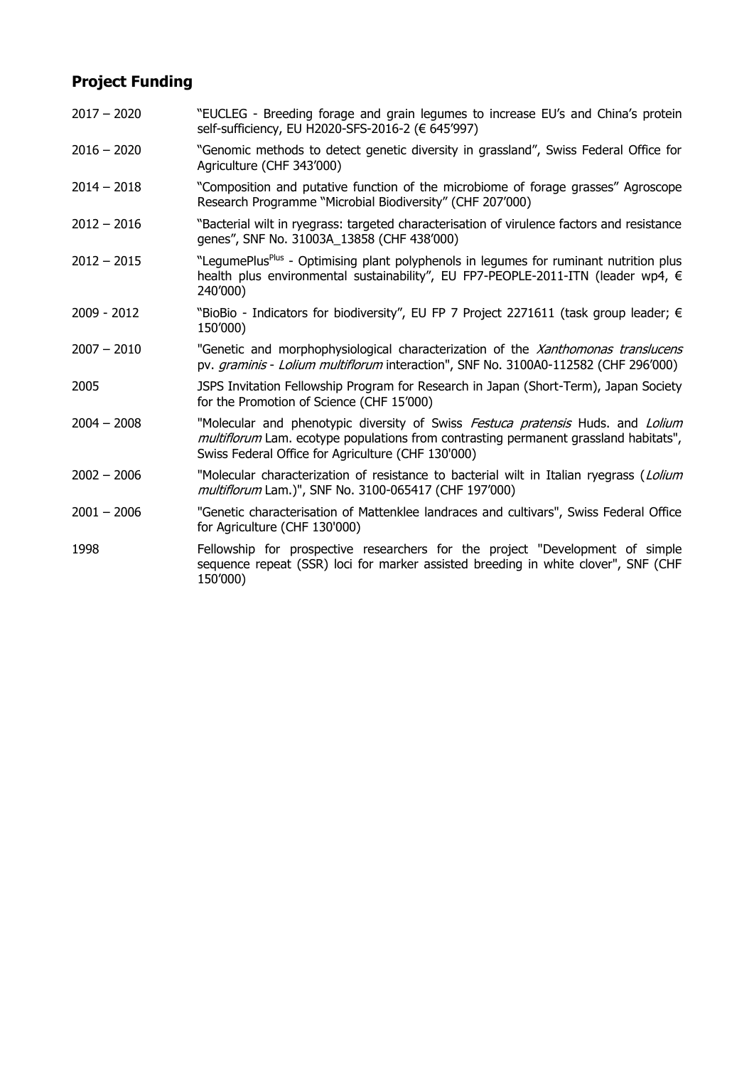## Project Funding

| | |
|---|---|
| 2017 – 2020 | "EUCLEG - Breeding forage and grain legumes to increase EU's and China's protein self-sufficiency, EU H2020-SFS-2016-2 (€ 645'997) |
| 2016 – 2020 | "Genomic methods to detect genetic diversity in grassland", Swiss Federal Office for Agriculture (CHF 343'000) |
| 2014 – 2018 | "Composition and putative function of the microbiome of forage grasses" Agroscope Research Programme "Microbial Biodiversity" (CHF 207'000) |
| 2012 – 2016 | "Bacterial wilt in ryegrass: targeted characterisation of virulence factors and resistance genes", SNF No. 31003A_13858 (CHF 438'000) |
| 2012 – 2015 | "LegumePlus[Plus] - Optimising plant polyphenols in legumes for ruminant nutrition plus health plus environmental sustainability", EU FP7-PEOPLE-2011-ITN (leader wp4, € 240'000) |
| 2009 - 2012 | "BioBio - Indicators for biodiversity", EU FP 7 Project 2271611 (task group leader; € 150'000) |
| 2007 – 2010 | "Genetic and morphophysiological characterization of the *Xanthomonas translucens* pv. *graminis* - *Lolium multiflorum* interaction", SNF No. 3100A0-112582 (CHF 296'000) |
| 2005 | JSPS Invitation Fellowship Program for Research in Japan (Short-Term), Japan Society for the Promotion of Science (CHF 15'000) |
| 2004 – 2008 | "Molecular and phenotypic diversity of Swiss *Festuca pratensis* Huds. and *Lolium multiflorum* Lam. ecotype populations from contrasting permanent grassland habitats", Swiss Federal Office for Agriculture (CHF 130'000) |
| 2002 – 2006 | "Molecular characterization of resistance to bacterial wilt in Italian ryegrass (*Lolium multiflorum* Lam.)", SNF No. 3100-065417 (CHF 197'000) |
| 2001 – 2006 | "Genetic characterisation of Mattenklee landraces and cultivars", Swiss Federal Office for Agriculture (CHF 130'000) |
| 1998 | Fellowship for prospective researchers for the project "Development of simple sequence repeat (SSR) loci for marker assisted breeding in white clover", SNF (CHF 150'000) |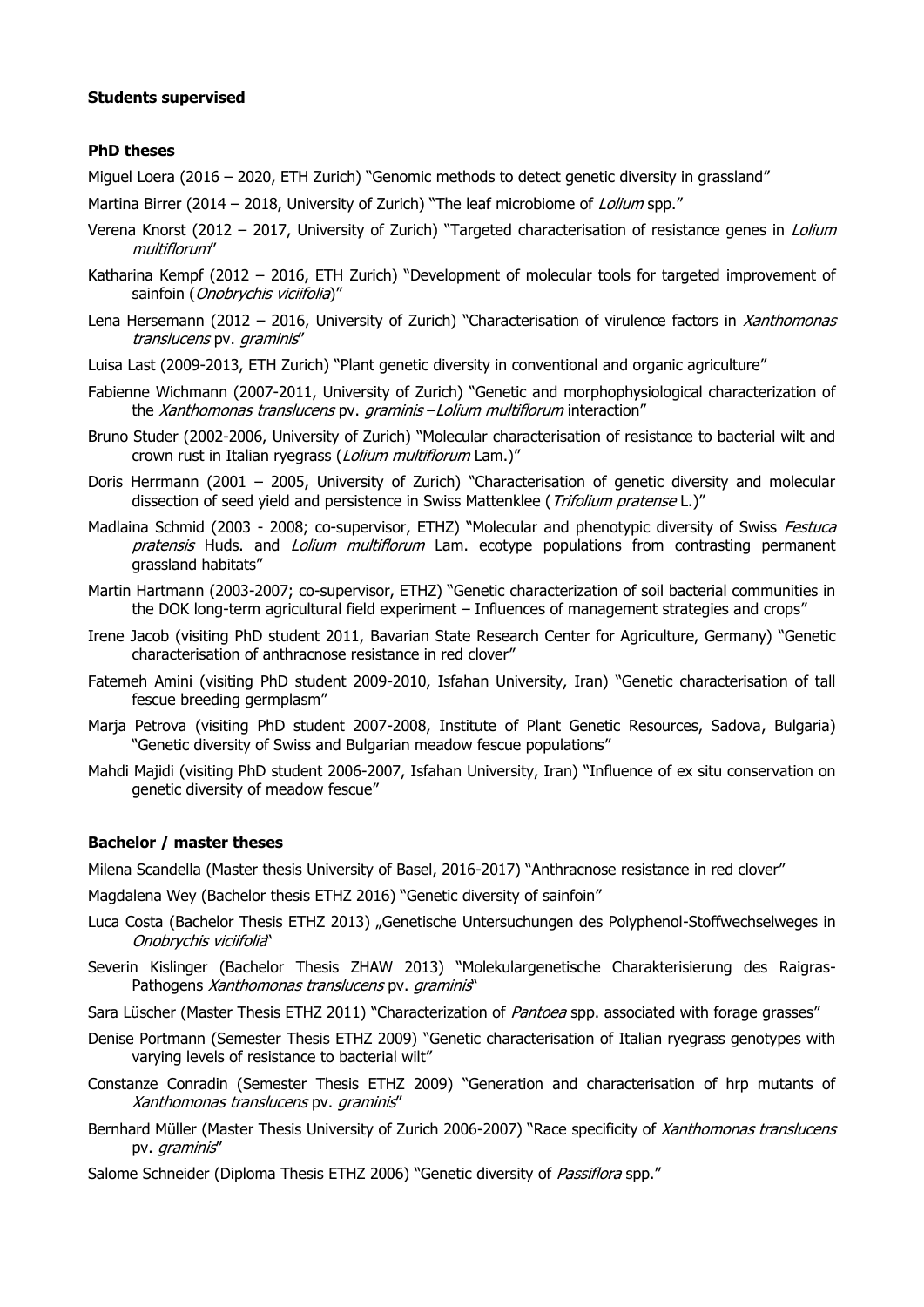**Students supervised**

**PhD theses**

Miguel Loera (2016 – 2020, ETH Zurich) "Genomic methods to detect genetic diversity in grassland"

Martina Birrer (2014 – 2018, University of Zurich) "The leaf microbiome of *Lolium* spp."

Verena Knorst (2012 – 2017, University of Zurich) "Targeted characterisation of resistance genes in *Lolium multiflorum*"

Katharina Kempf (2012 – 2016, ETH Zurich) "Development of molecular tools for targeted improvement of sainfoin (*Onobrychis viciifolia*)"

Lena Hersemann (2012 – 2016, University of Zurich) "Characterisation of virulence factors in *Xanthomonas translucens* pv. *graminis*"

Luisa Last (2009-2013, ETH Zurich) "Plant genetic diversity in conventional and organic agriculture"

Fabienne Wichmann (2007-2011, University of Zurich) "Genetic and morphophysiological characterization of the *Xanthomonas translucens* pv. *graminis* –*Lolium multiflorum* interaction"

Bruno Studer (2002-2006, University of Zurich) "Molecular characterisation of resistance to bacterial wilt and crown rust in Italian ryegrass (*Lolium multiflorum* Lam.)"

Doris Herrmann (2001 – 2005, University of Zurich) "Characterisation of genetic diversity and molecular dissection of seed yield and persistence in Swiss Mattenklee (*Trifolium pratense* L.)"

Madlaina Schmid (2003 - 2008; co-supervisor, ETHZ) "Molecular and phenotypic diversity of Swiss *Festuca pratensis* Huds. and *Lolium multiflorum* Lam. ecotype populations from contrasting permanent grassland habitats"

Martin Hartmann (2003-2007; co-supervisor, ETHZ) "Genetic characterization of soil bacterial communities in the DOK long-term agricultural field experiment – Influences of management strategies and crops"

Irene Jacob (visiting PhD student 2011, Bavarian State Research Center for Agriculture, Germany) "Genetic characterisation of anthracnose resistance in red clover"

Fatemeh Amini (visiting PhD student 2009-2010, Isfahan University, Iran) "Genetic characterisation of tall fescue breeding germplasm"

Marja Petrova (visiting PhD student 2007-2008, Institute of Plant Genetic Resources, Sadova, Bulgaria) "Genetic diversity of Swiss and Bulgarian meadow fescue populations"

Mahdi Majidi (visiting PhD student 2006-2007, Isfahan University, Iran) "Influence of ex situ conservation on genetic diversity of meadow fescue"

**Bachelor / master theses**

Milena Scandella (Master thesis University of Basel, 2016-2017) "Anthracnose resistance in red clover"

Magdalena Wey (Bachelor thesis ETHZ 2016) "Genetic diversity of sainfoin"

Luca Costa (Bachelor Thesis ETHZ 2013) „Genetische Untersuchungen des Polyphenol-Stoffwechselweges in *Onobrychis viciifolia*"

Severin Kislinger (Bachelor Thesis ZHAW 2013) "Molekulargenetische Charakterisierung des Raigras-Pathogens *Xanthomonas translucens* pv. *graminis*"

Sara Lüscher (Master Thesis ETHZ 2011) "Characterization of *Pantoea* spp. associated with forage grasses"

Denise Portmann (Semester Thesis ETHZ 2009) "Genetic characterisation of Italian ryegrass genotypes with varying levels of resistance to bacterial wilt"

Constanze Conradin (Semester Thesis ETHZ 2009) "Generation and characterisation of hrp mutants of *Xanthomonas translucens* pv. *graminis*"

Bernhard Müller (Master Thesis University of Zurich 2006-2007) "Race specificity of *Xanthomonas translucens* pv. *graminis*"

Salome Schneider (Diploma Thesis ETHZ 2006) "Genetic diversity of *Passiflora* spp."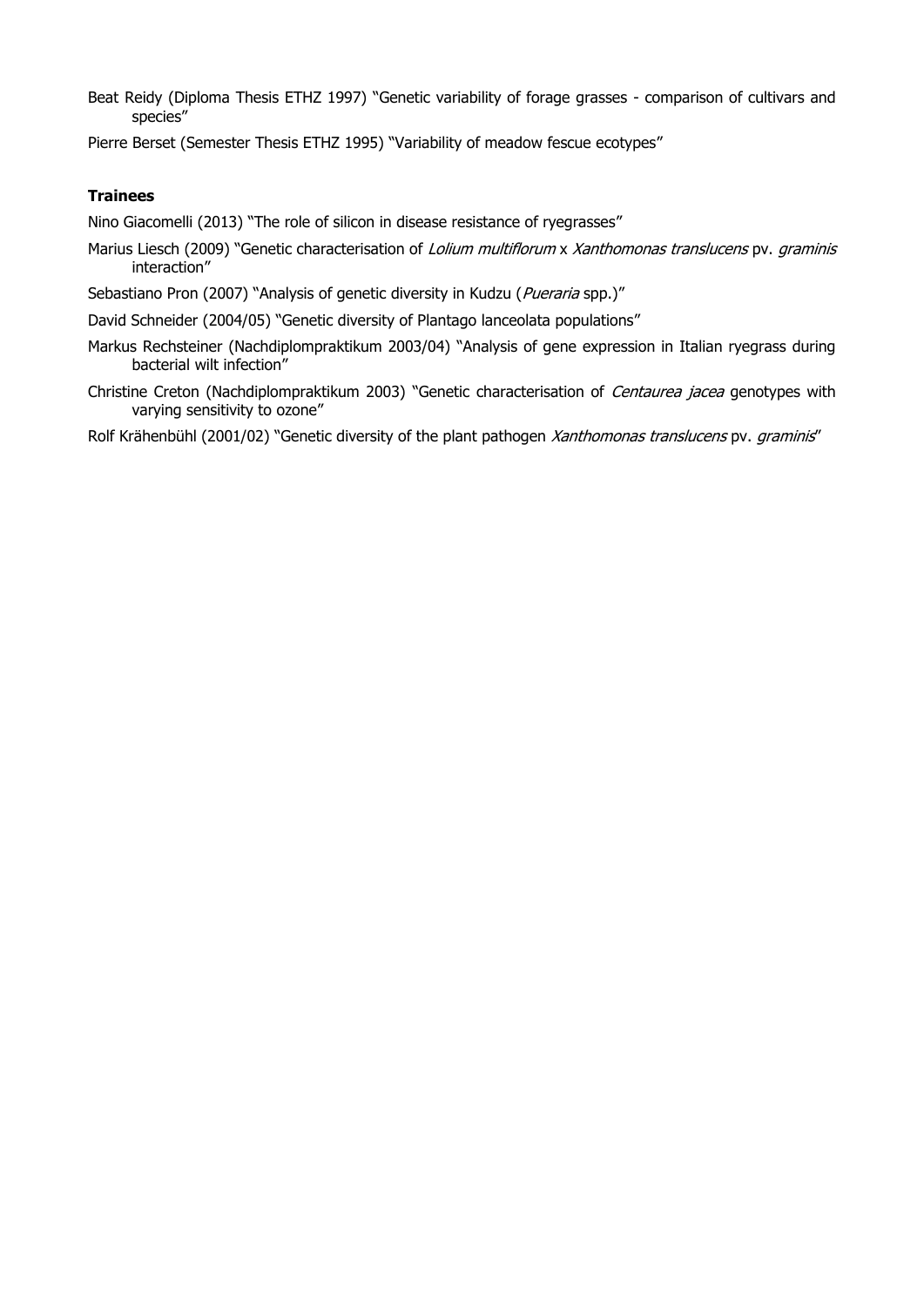Beat Reidy (Diploma Thesis ETHZ 1997) "Genetic variability of forage grasses - comparison of cultivars and species"

Pierre Berset (Semester Thesis ETHZ 1995) "Variability of meadow fescue ecotypes"

**Trainees**

Nino Giacomelli (2013) "The role of silicon in disease resistance of ryegrasses"

Marius Liesch (2009) "Genetic characterisation of *Lolium multiflorum* x *Xanthomonas translucens* pv. *graminis* interaction"

Sebastiano Pron (2007) "Analysis of genetic diversity in Kudzu (*Pueraria* spp.)"

David Schneider (2004/05) "Genetic diversity of Plantago lanceolata populations"

Markus Rechsteiner (Nachdiplompraktikum 2003/04) "Analysis of gene expression in Italian ryegrass during bacterial wilt infection"

Christine Creton (Nachdiplompraktikum 2003) "Genetic characterisation of *Centaurea jacea* genotypes with varying sensitivity to ozone"

Rolf Krähenbühl (2001/02) "Genetic diversity of the plant pathogen *Xanthomonas translucens* pv. *graminis*"